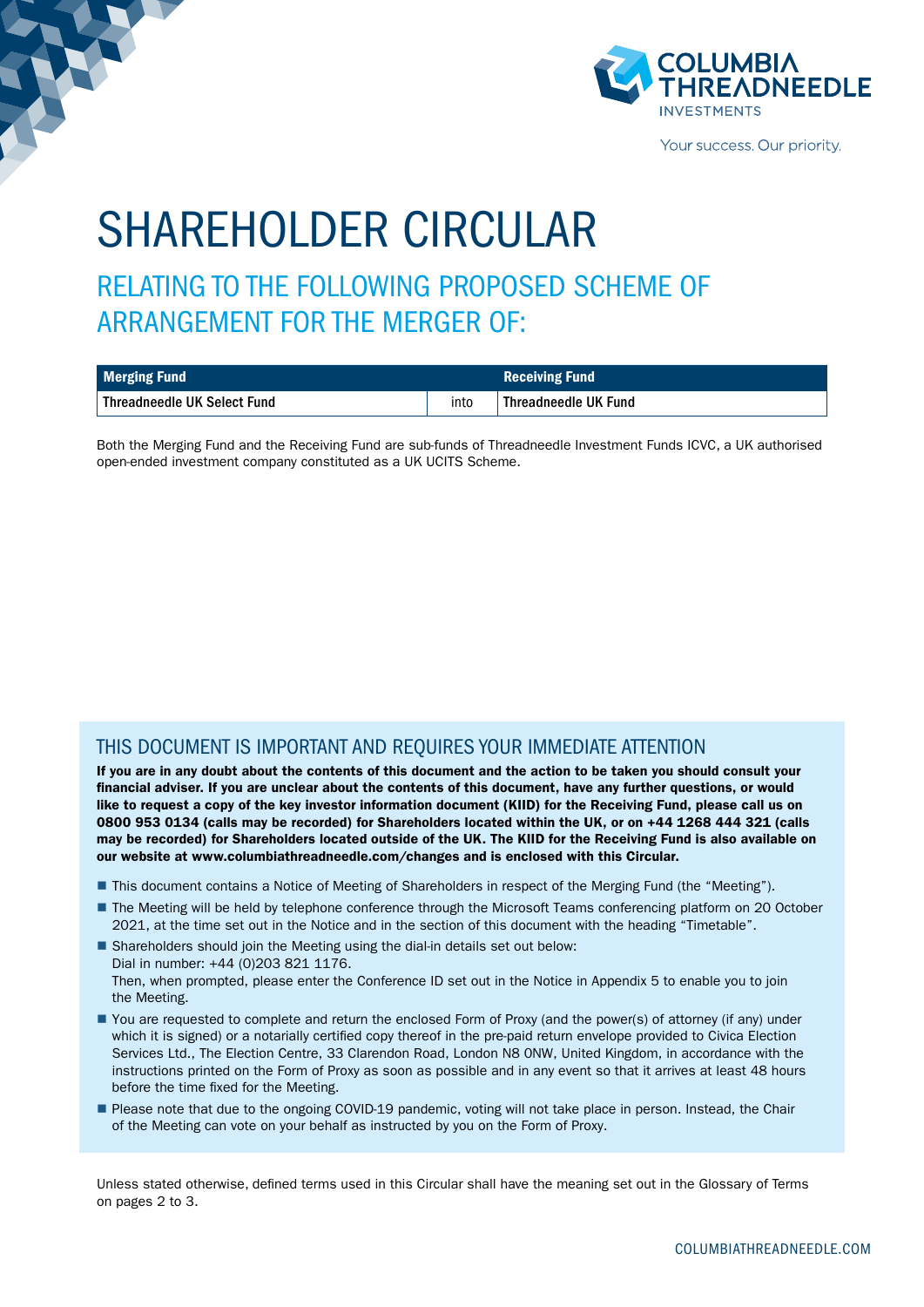COLUMBIA THREADNEEDLE INVESTMENTS

Your success. Our priority.

# SHAREHOLDER CIRCULAR

## RELATING TO THE FOLLOWING PROPOSED SCHEME OF ARRANGEMENT FOR THE MERGER OF:

| Merging Fund | | Receiving Fund |
|---|---|---|
| Threadneedle UK Select Fund | into | Threadneedle UK Fund |

Both the Merging Fund and the Receiving Fund are sub-funds of Threadneedle Investment Funds ICVC, a UK authorised open-ended investment company constituted as a UK UCITS Scheme.

## THIS DOCUMENT IS IMPORTANT AND REQUIRES YOUR IMMEDIATE ATTENTION

**If you are in any doubt about the contents of this document and the action to be taken you should consult your financial adviser. If you are unclear about the contents of this document, have any further questions, or would like to request a copy of the key investor information document (KIID) for the Receiving Fund, please call us on 0800 953 0134 (calls may be recorded) for Shareholders located within the UK, or on +44 1268 444 321 (calls may be recorded) for Shareholders located outside of the UK. The KIID for the Receiving Fund is also available on our website at www.columbiathreadneedle.com/changes and is enclosed with this Circular.**

- This document contains a Notice of Meeting of Shareholders in respect of the Merging Fund (the "Meeting").
- The Meeting will be held by telephone conference through the Microsoft Teams conferencing platform on 20 October 2021, at the time set out in the Notice and in the section of this document with the heading "Timetable".
- Shareholders should join the Meeting using the dial-in details set out below:
  Dial in number: +44 (0)203 821 1176.
  Then, when prompted, please enter the Conference ID set out in the Notice in Appendix 5 to enable you to join the Meeting.
- You are requested to complete and return the enclosed Form of Proxy (and the power(s) of attorney (if any) under which it is signed) or a notarially certified copy thereof in the pre-paid return envelope provided to Civica Election Services Ltd., The Election Centre, 33 Clarendon Road, London N8 0NW, United Kingdom, in accordance with the instructions printed on the Form of Proxy as soon as possible and in any event so that it arrives at least 48 hours before the time fixed for the Meeting.
- Please note that due to the ongoing COVID-19 pandemic, voting will not take place in person. Instead, the Chair of the Meeting can vote on your behalf as instructed by you on the Form of Proxy.

Unless stated otherwise, defined terms used in this Circular shall have the meaning set out in the Glossary of Terms on pages 2 to 3.

COLUMBIATHREADNEEDLE.COM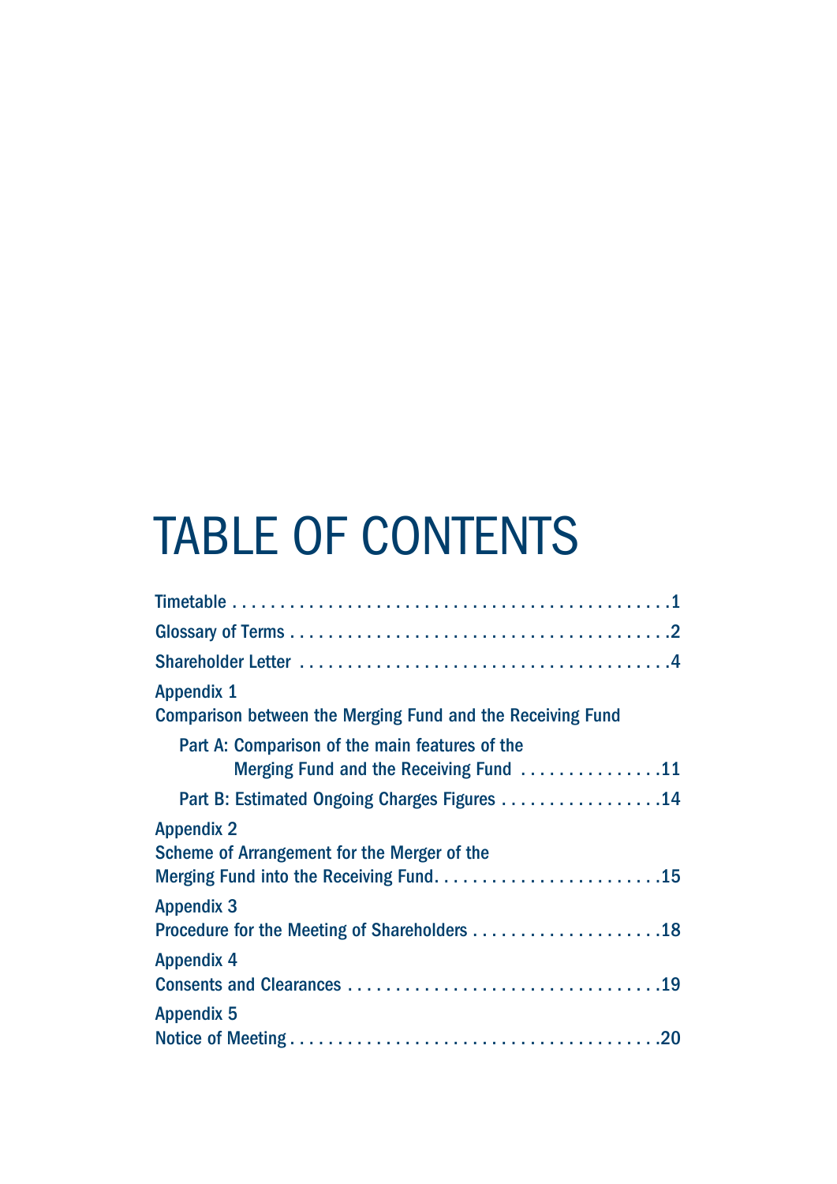# TABLE OF CONTENTS

Timetable . . . . . . . . . . . . . . . . . . . . . . . . . . . . . . . . . . . . . . . . . . . . . . .1

Glossary of Terms . . . . . . . . . . . . . . . . . . . . . . . . . . . . . . . . . . . . . . . .2

Shareholder Letter . . . . . . . . . . . . . . . . . . . . . . . . . . . . . . . . . . . . . . .4

Appendix 1
Comparison between the Merging Fund and the Receiving Fund

- Part A: Comparison of the main features of the Merging Fund and the Receiving Fund . . . . . . . . . . . . . . .11
- Part B: Estimated Ongoing Charges Figures . . . . . . . . . . . . . . . . .14

Appendix 2
Scheme of Arrangement for the Merger of the Merging Fund into the Receiving Fund. . . . . . . . . . . . . . . . . . . . . . . .15

Appendix 3
Procedure for the Meeting of Shareholders . . . . . . . . . . . . . . . . . . . .18

Appendix 4
Consents and Clearances . . . . . . . . . . . . . . . . . . . . . . . . . . . . . . . .19

Appendix 5
Notice of Meeting . . . . . . . . . . . . . . . . . . . . . . . . . . . . . . . . . . . . . .20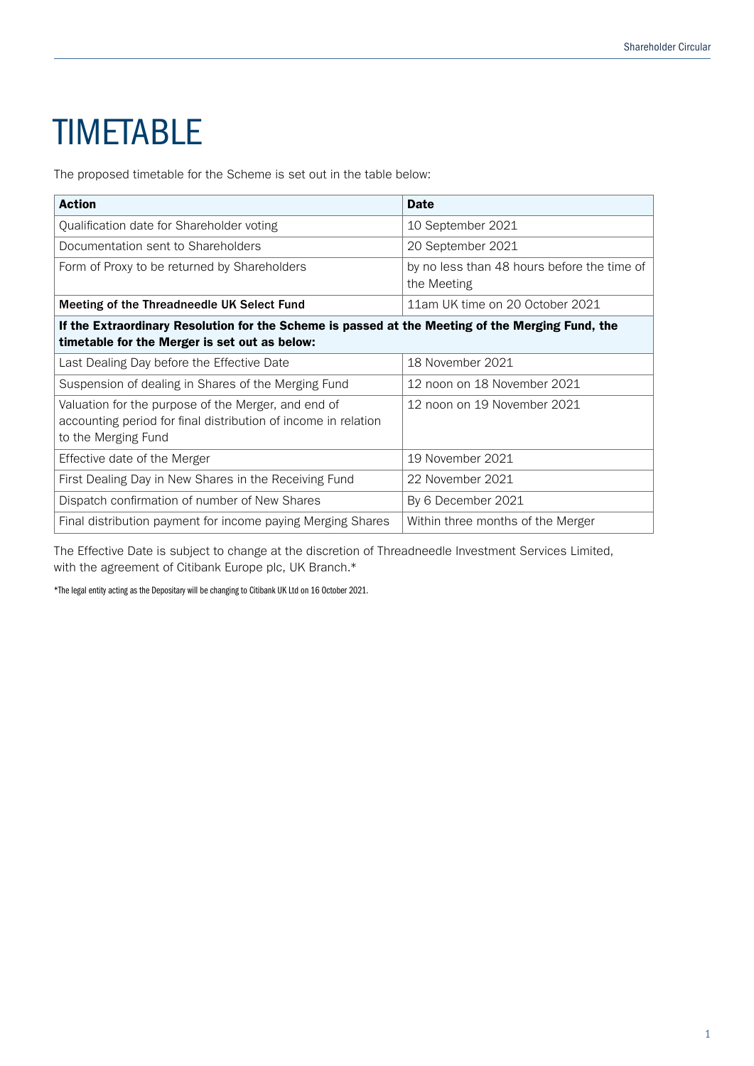# TIMETABLE

The proposed timetable for the Scheme is set out in the table below:

| **Action** | **Date** |
|---|---|
| Qualification date for Shareholder voting | 10 September 2021 |
| Documentation sent to Shareholders | 20 September 2021 |
| Form of Proxy to be returned by Shareholders | by no less than 48 hours before the time of the Meeting |
| **Meeting of the Threadneedle UK Select Fund** | 11am UK time on 20 October 2021 |
| **If the Extraordinary Resolution for the Scheme is passed at the Meeting of the Merging Fund, the timetable for the Merger is set out as below:** | |
| Last Dealing Day before the Effective Date | 18 November 2021 |
| Suspension of dealing in Shares of the Merging Fund | 12 noon on 18 November 2021 |
| Valuation for the purpose of the Merger, and end of accounting period for final distribution of income in relation to the Merging Fund | 12 noon on 19 November 2021 |
| Effective date of the Merger | 19 November 2021 |
| First Dealing Day in New Shares in the Receiving Fund | 22 November 2021 |
| Dispatch confirmation of number of New Shares | By 6 December 2021 |
| Final distribution payment for income paying Merging Shares | Within three months of the Merger |

The Effective Date is subject to change at the discretion of Threadneedle Investment Services Limited, with the agreement of Citibank Europe plc, UK Branch.*

*The legal entity acting as the Depositary will be changing to Citibank UK Ltd on 16 October 2021.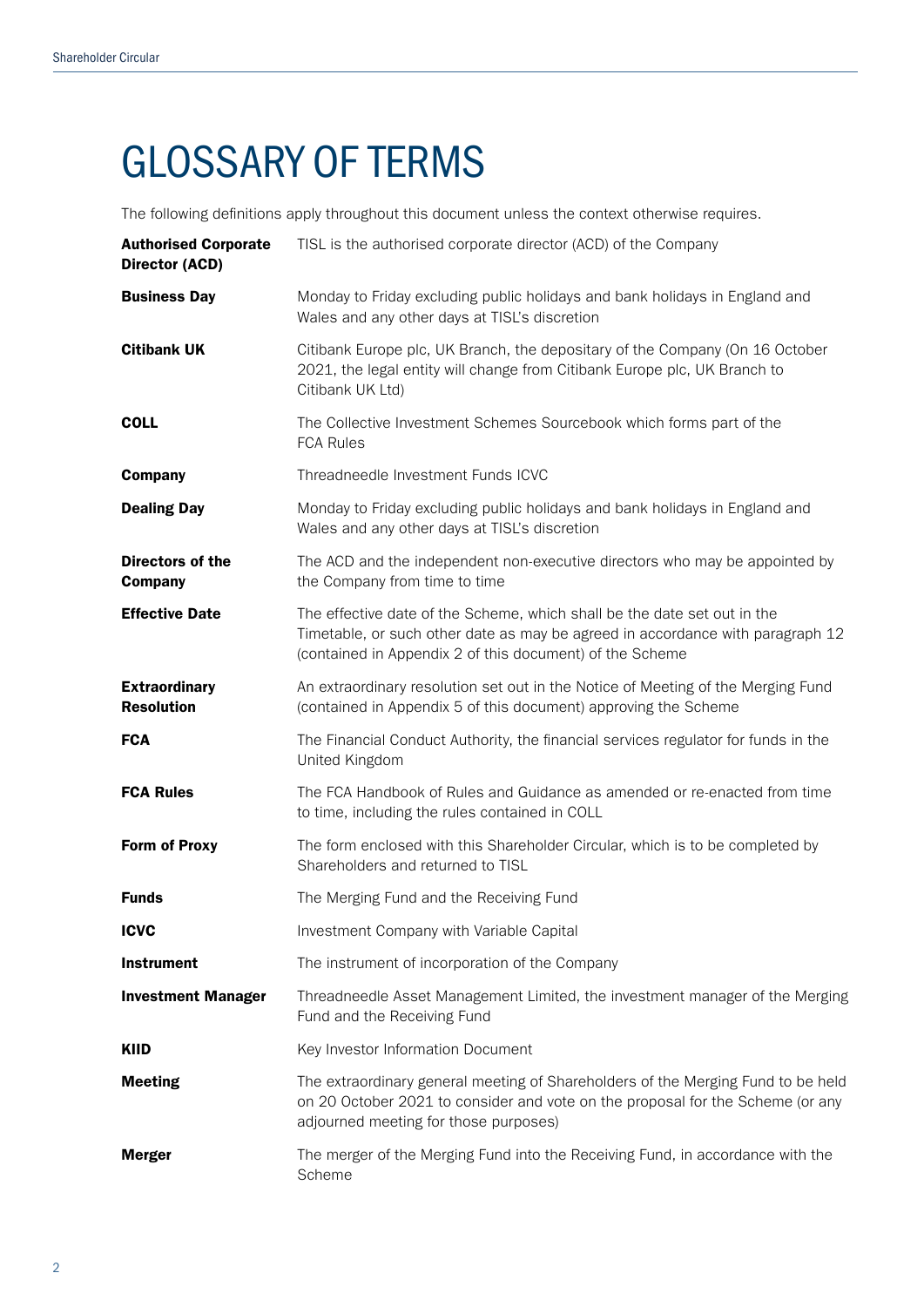# GLOSSARY OF TERMS

The following definitions apply throughout this document unless the context otherwise requires.

| Term | Definition |
| --- | --- |
| **Authorised Corporate Director (ACD)** | TISL is the authorised corporate director (ACD) of the Company |
| **Business Day** | Monday to Friday excluding public holidays and bank holidays in England and Wales and any other days at TISL's discretion |
| **Citibank UK** | Citibank Europe plc, UK Branch, the depositary of the Company (On 16 October 2021, the legal entity will change from Citibank Europe plc, UK Branch to Citibank UK Ltd) |
| **COLL** | The Collective Investment Schemes Sourcebook which forms part of the FCA Rules |
| **Company** | Threadneedle Investment Funds ICVC |
| **Dealing Day** | Monday to Friday excluding public holidays and bank holidays in England and Wales and any other days at TISL's discretion |
| **Directors of the Company** | The ACD and the independent non-executive directors who may be appointed by the Company from time to time |
| **Effective Date** | The effective date of the Scheme, which shall be the date set out in the Timetable, or such other date as may be agreed in accordance with paragraph 12 (contained in Appendix 2 of this document) of the Scheme |
| **Extraordinary Resolution** | An extraordinary resolution set out in the Notice of Meeting of the Merging Fund (contained in Appendix 5 of this document) approving the Scheme |
| **FCA** | The Financial Conduct Authority, the financial services regulator for funds in the United Kingdom |
| **FCA Rules** | The FCA Handbook of Rules and Guidance as amended or re-enacted from time to time, including the rules contained in COLL |
| **Form of Proxy** | The form enclosed with this Shareholder Circular, which is to be completed by Shareholders and returned to TISL |
| **Funds** | The Merging Fund and the Receiving Fund |
| **ICVC** | Investment Company with Variable Capital |
| **Instrument** | The instrument of incorporation of the Company |
| **Investment Manager** | Threadneedle Asset Management Limited, the investment manager of the Merging Fund and the Receiving Fund |
| **KIID** | Key Investor Information Document |
| **Meeting** | The extraordinary general meeting of Shareholders of the Merging Fund to be held on 20 October 2021 to consider and vote on the proposal for the Scheme (or any adjourned meeting for those purposes) |
| **Merger** | The merger of the Merging Fund into the Receiving Fund, in accordance with the Scheme |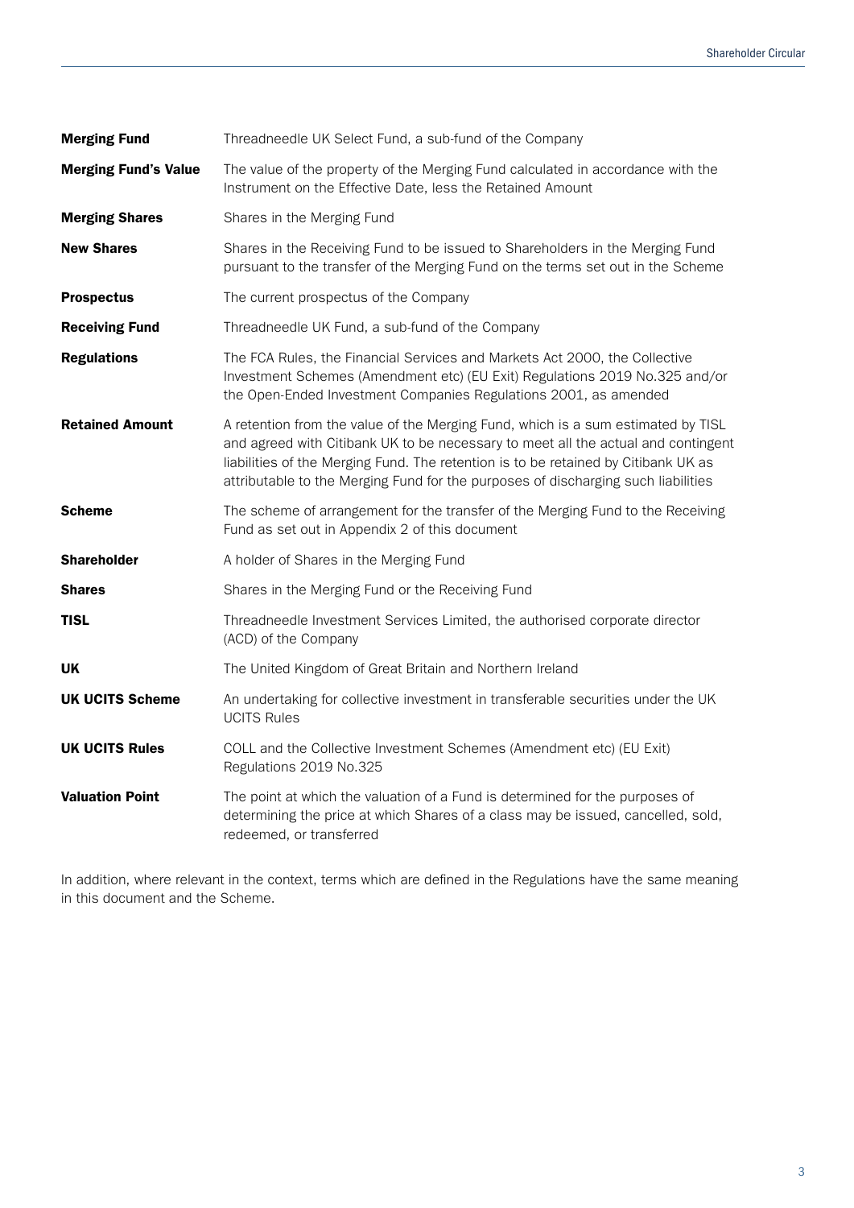| | |
|---|---|
| **Merging Fund** | Threadneedle UK Select Fund, a sub-fund of the Company |
| **Merging Fund's Value** | The value of the property of the Merging Fund calculated in accordance with the Instrument on the Effective Date, less the Retained Amount |
| **Merging Shares** | Shares in the Merging Fund |
| **New Shares** | Shares in the Receiving Fund to be issued to Shareholders in the Merging Fund pursuant to the transfer of the Merging Fund on the terms set out in the Scheme |
| **Prospectus** | The current prospectus of the Company |
| **Receiving Fund** | Threadneedle UK Fund, a sub-fund of the Company |
| **Regulations** | The FCA Rules, the Financial Services and Markets Act 2000, the Collective Investment Schemes (Amendment etc) (EU Exit) Regulations 2019 No.325 and/or the Open-Ended Investment Companies Regulations 2001, as amended |
| **Retained Amount** | A retention from the value of the Merging Fund, which is a sum estimated by TISL and agreed with Citibank UK to be necessary to meet all the actual and contingent liabilities of the Merging Fund. The retention is to be retained by Citibank UK as attributable to the Merging Fund for the purposes of discharging such liabilities |
| **Scheme** | The scheme of arrangement for the transfer of the Merging Fund to the Receiving Fund as set out in Appendix 2 of this document |
| **Shareholder** | A holder of Shares in the Merging Fund |
| **Shares** | Shares in the Merging Fund or the Receiving Fund |
| **TISL** | Threadneedle Investment Services Limited, the authorised corporate director (ACD) of the Company |
| **UK** | The United Kingdom of Great Britain and Northern Ireland |
| **UK UCITS Scheme** | An undertaking for collective investment in transferable securities under the UK UCITS Rules |
| **UK UCITS Rules** | COLL and the Collective Investment Schemes (Amendment etc) (EU Exit) Regulations 2019 No.325 |
| **Valuation Point** | The point at which the valuation of a Fund is determined for the purposes of determining the price at which Shares of a class may be issued, cancelled, sold, redeemed, or transferred |

In addition, where relevant in the context, terms which are defined in the Regulations have the same meaning in this document and the Scheme.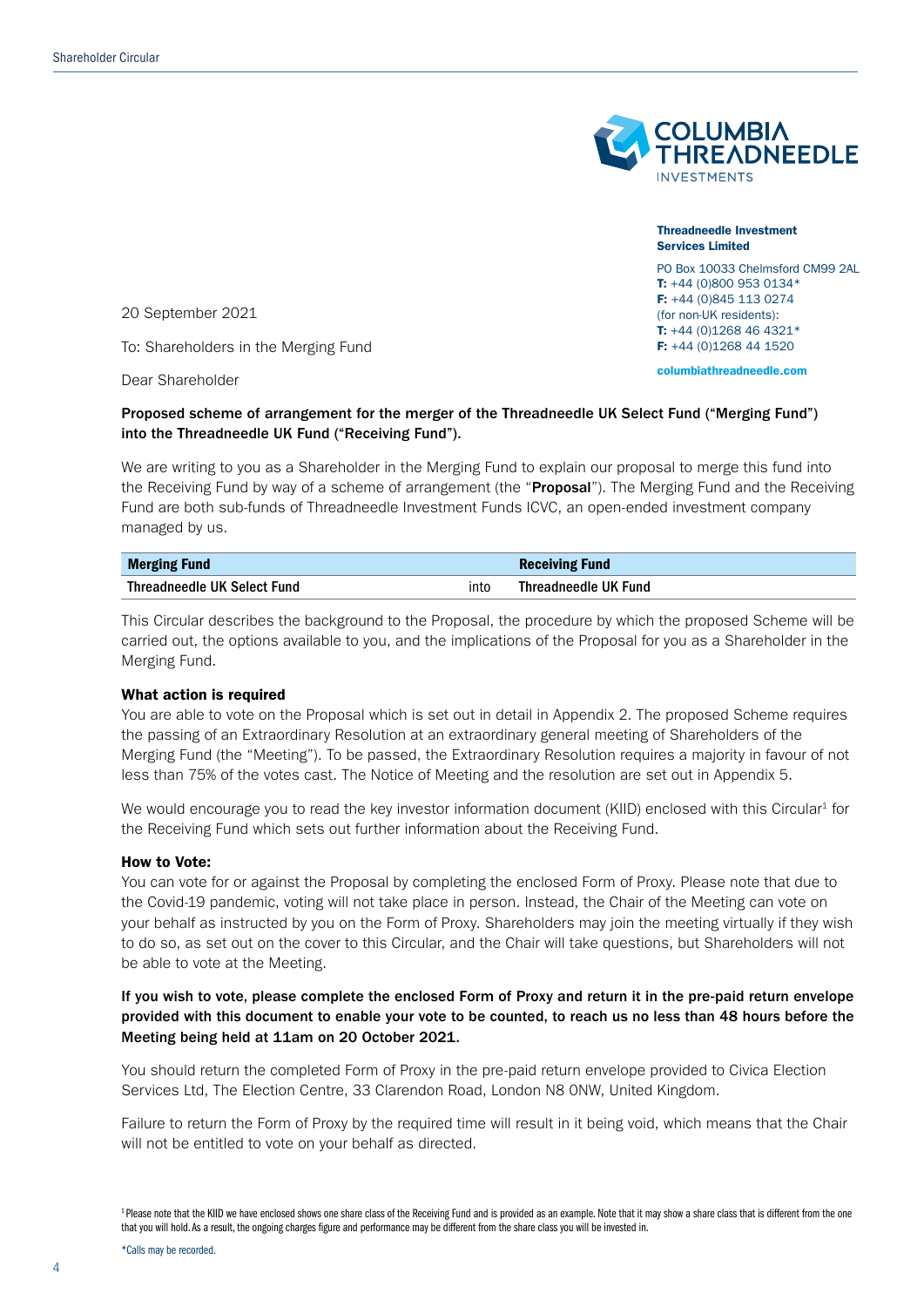**Threadneedle Investment Services Limited**

PO Box 10033 Chelmsford CM99 2AL
**T:** +44 (0)800 953 0134*
**F:** +44 (0)845 113 0274
(for non-UK residents):
**T:** +44 (0)1268 46 4321*
**F:** +44 (0)1268 44 1520

columbiathreadneedle.com

20 September 2021

To: Shareholders in the Merging Fund

Dear Shareholder

**Proposed scheme of arrangement for the merger of the Threadneedle UK Select Fund ("Merging Fund") into the Threadneedle UK Fund ("Receiving Fund").**

We are writing to you as a Shareholder in the Merging Fund to explain our proposal to merge this fund into the Receiving Fund by way of a scheme of arrangement (the "**Proposal**"). The Merging Fund and the Receiving Fund are both sub-funds of Threadneedle Investment Funds ICVC, an open-ended investment company managed by us.

| Merging Fund | | Receiving Fund |
|---|---|---|
| **Threadneedle UK Select Fund** | into | **Threadneedle UK Fund** |

This Circular describes the background to the Proposal, the procedure by which the proposed Scheme will be carried out, the options available to you, and the implications of the Proposal for you as a Shareholder in the Merging Fund.

**What action is required**

You are able to vote on the Proposal which is set out in detail in Appendix 2. The proposed Scheme requires the passing of an Extraordinary Resolution at an extraordinary general meeting of Shareholders of the Merging Fund (the "Meeting"). To be passed, the Extraordinary Resolution requires a majority in favour of not less than 75% of the votes cast. The Notice of Meeting and the resolution are set out in Appendix 5.

We would encourage you to read the key investor information document (KIID) enclosed with this Circular[1] for the Receiving Fund which sets out further information about the Receiving Fund.

**How to Vote:**

You can vote for or against the Proposal by completing the enclosed Form of Proxy. Please note that due to the Covid-19 pandemic, voting will not take place in person. Instead, the Chair of the Meeting can vote on your behalf as instructed by you on the Form of Proxy. Shareholders may join the meeting virtually if they wish to do so, as set out on the cover to this Circular, and the Chair will take questions, but Shareholders will not be able to vote at the Meeting.

**If you wish to vote, please complete the enclosed Form of Proxy and return it in the pre-paid return envelope provided with this document to enable your vote to be counted, to reach us no less than 48 hours before the Meeting being held at 11am on 20 October 2021.**

You should return the completed Form of Proxy in the pre-paid return envelope provided to Civica Election Services Ltd, The Election Centre, 33 Clarendon Road, London N8 0NW, United Kingdom.

Failure to return the Form of Proxy by the required time will result in it being void, which means that the Chair will not be entitled to vote on your behalf as directed.

[1] Please note that the KIID we have enclosed shows one share class of the Receiving Fund and is provided as an example. Note that it may show a share class that is different from the one that you will hold. As a result, the ongoing charges figure and performance may be different from the share class you will be invested in.

*Calls may be recorded.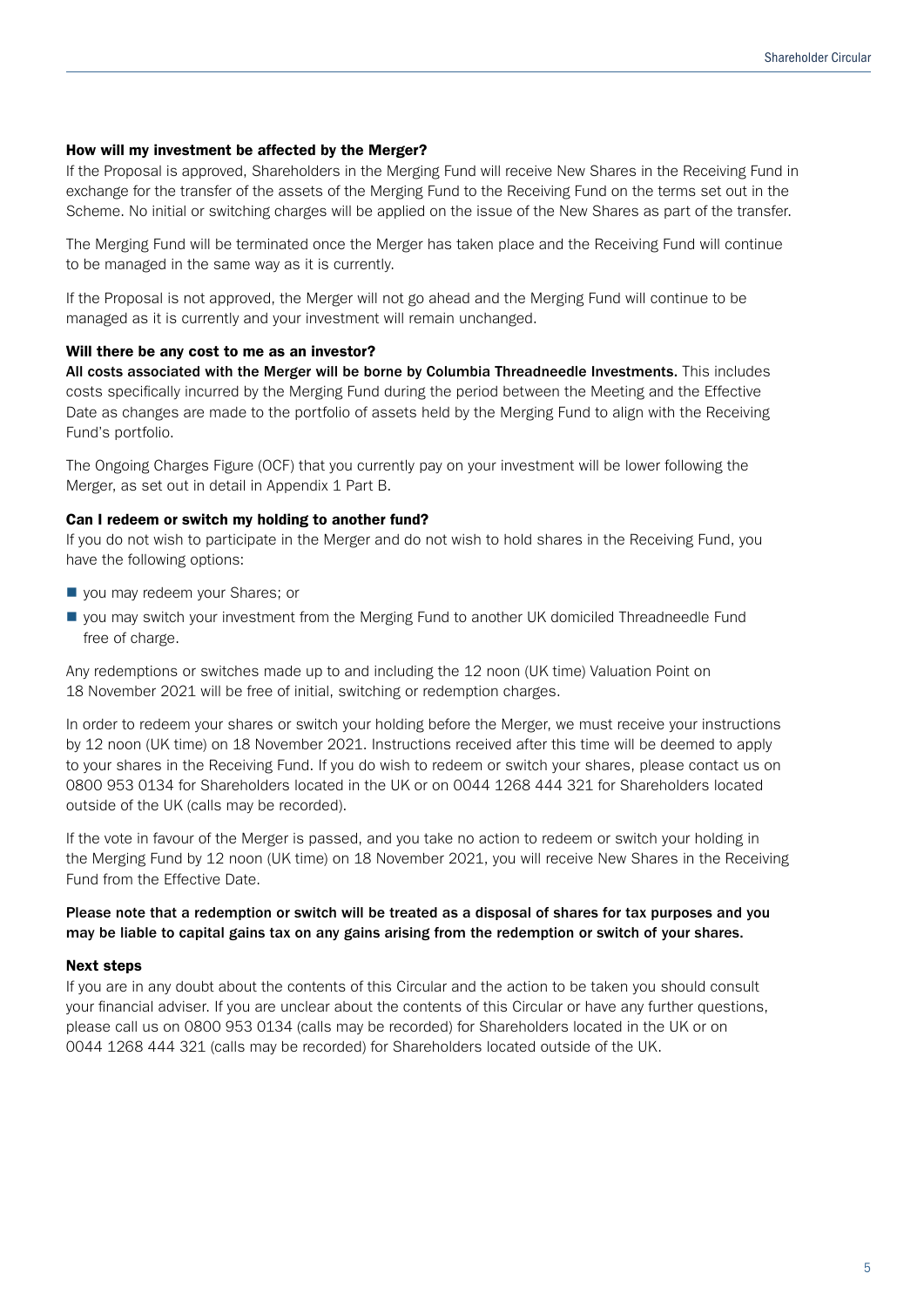### How will my investment be affected by the Merger?

If the Proposal is approved, Shareholders in the Merging Fund will receive New Shares in the Receiving Fund in exchange for the transfer of the assets of the Merging Fund to the Receiving Fund on the terms set out in the Scheme. No initial or switching charges will be applied on the issue of the New Shares as part of the transfer.

The Merging Fund will be terminated once the Merger has taken place and the Receiving Fund will continue to be managed in the same way as it is currently.

If the Proposal is not approved, the Merger will not go ahead and the Merging Fund will continue to be managed as it is currently and your investment will remain unchanged.

### Will there be any cost to me as an investor?

**All costs associated with the Merger will be borne by Columbia Threadneedle Investments.** This includes costs specifically incurred by the Merging Fund during the period between the Meeting and the Effective Date as changes are made to the portfolio of assets held by the Merging Fund to align with the Receiving Fund's portfolio.

The Ongoing Charges Figure (OCF) that you currently pay on your investment will be lower following the Merger, as set out in detail in Appendix 1 Part B.

### Can I redeem or switch my holding to another fund?

If you do not wish to participate in the Merger and do not wish to hold shares in the Receiving Fund, you have the following options:

- you may redeem your Shares; or
- you may switch your investment from the Merging Fund to another UK domiciled Threadneedle Fund free of charge.

Any redemptions or switches made up to and including the 12 noon (UK time) Valuation Point on 18 November 2021 will be free of initial, switching or redemption charges.

In order to redeem your shares or switch your holding before the Merger, we must receive your instructions by 12 noon (UK time) on 18 November 2021. Instructions received after this time will be deemed to apply to your shares in the Receiving Fund. If you do wish to redeem or switch your shares, please contact us on 0800 953 0134 for Shareholders located in the UK or on 0044 1268 444 321 for Shareholders located outside of the UK (calls may be recorded).

If the vote in favour of the Merger is passed, and you take no action to redeem or switch your holding in the Merging Fund by 12 noon (UK time) on 18 November 2021, you will receive New Shares in the Receiving Fund from the Effective Date.

**Please note that a redemption or switch will be treated as a disposal of shares for tax purposes and you may be liable to capital gains tax on any gains arising from the redemption or switch of your shares.**

### Next steps

If you are in any doubt about the contents of this Circular and the action to be taken you should consult your financial adviser. If you are unclear about the contents of this Circular or have any further questions, please call us on 0800 953 0134 (calls may be recorded) for Shareholders located in the UK or on 0044 1268 444 321 (calls may be recorded) for Shareholders located outside of the UK.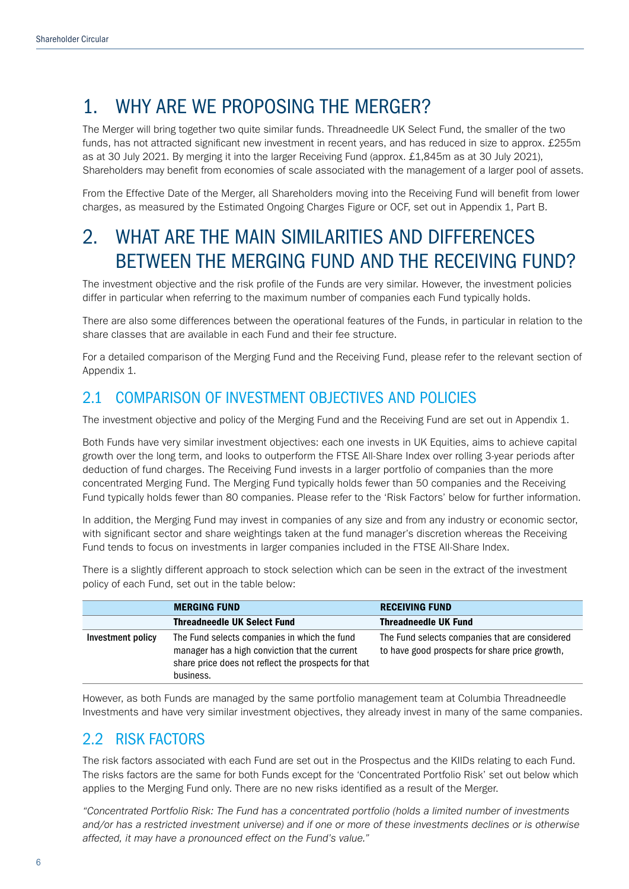# 1. WHY ARE WE PROPOSING THE MERGER?

The Merger will bring together two quite similar funds. Threadneedle UK Select Fund, the smaller of the two funds, has not attracted significant new investment in recent years, and has reduced in size to approx. £255m as at 30 July 2021. By merging it into the larger Receiving Fund (approx. £1,845m as at 30 July 2021), Shareholders may benefit from economies of scale associated with the management of a larger pool of assets.

From the Effective Date of the Merger, all Shareholders moving into the Receiving Fund will benefit from lower charges, as measured by the Estimated Ongoing Charges Figure or OCF, set out in Appendix 1, Part B.

# 2. WHAT ARE THE MAIN SIMILARITIES AND DIFFERENCES BETWEEN THE MERGING FUND AND THE RECEIVING FUND?

The investment objective and the risk profile of the Funds are very similar. However, the investment policies differ in particular when referring to the maximum number of companies each Fund typically holds.

There are also some differences between the operational features of the Funds, in particular in relation to the share classes that are available in each Fund and their fee structure.

For a detailed comparison of the Merging Fund and the Receiving Fund, please refer to the relevant section of Appendix 1.

## 2.1 COMPARISON OF INVESTMENT OBJECTIVES AND POLICIES

The investment objective and policy of the Merging Fund and the Receiving Fund are set out in Appendix 1.

Both Funds have very similar investment objectives: each one invests in UK Equities, aims to achieve capital growth over the long term, and looks to outperform the FTSE All-Share Index over rolling 3-year periods after deduction of fund charges. The Receiving Fund invests in a larger portfolio of companies than the more concentrated Merging Fund. The Merging Fund typically holds fewer than 50 companies and the Receiving Fund typically holds fewer than 80 companies. Please refer to the 'Risk Factors' below for further information.

In addition, the Merging Fund may invest in companies of any size and from any industry or economic sector, with significant sector and share weightings taken at the fund manager's discretion whereas the Receiving Fund tends to focus on investments in larger companies included in the FTSE All-Share Index.

There is a slightly different approach to stock selection which can be seen in the extract of the investment policy of each Fund, set out in the table below:

| | **MERGING FUND** | **RECEIVING FUND** |
|---|---|---|
| | **Threadneedle UK Select Fund** | **Threadneedle UK Fund** |
| **Investment policy** | The Fund selects companies in which the fund manager has a high conviction that the current share price does not reflect the prospects for that business. | The Fund selects companies that are considered to have good prospects for share price growth, |

However, as both Funds are managed by the same portfolio management team at Columbia Threadneedle Investments and have very similar investment objectives, they already invest in many of the same companies.

## 2.2 RISK FACTORS

The risk factors associated with each Fund are set out in the Prospectus and the KIIDs relating to each Fund. The risks factors are the same for both Funds except for the 'Concentrated Portfolio Risk' set out below which applies to the Merging Fund only. There are no new risks identified as a result of the Merger.

*"Concentrated Portfolio Risk: The Fund has a concentrated portfolio (holds a limited number of investments and/or has a restricted investment universe) and if one or more of these investments declines or is otherwise affected, it may have a pronounced effect on the Fund's value."*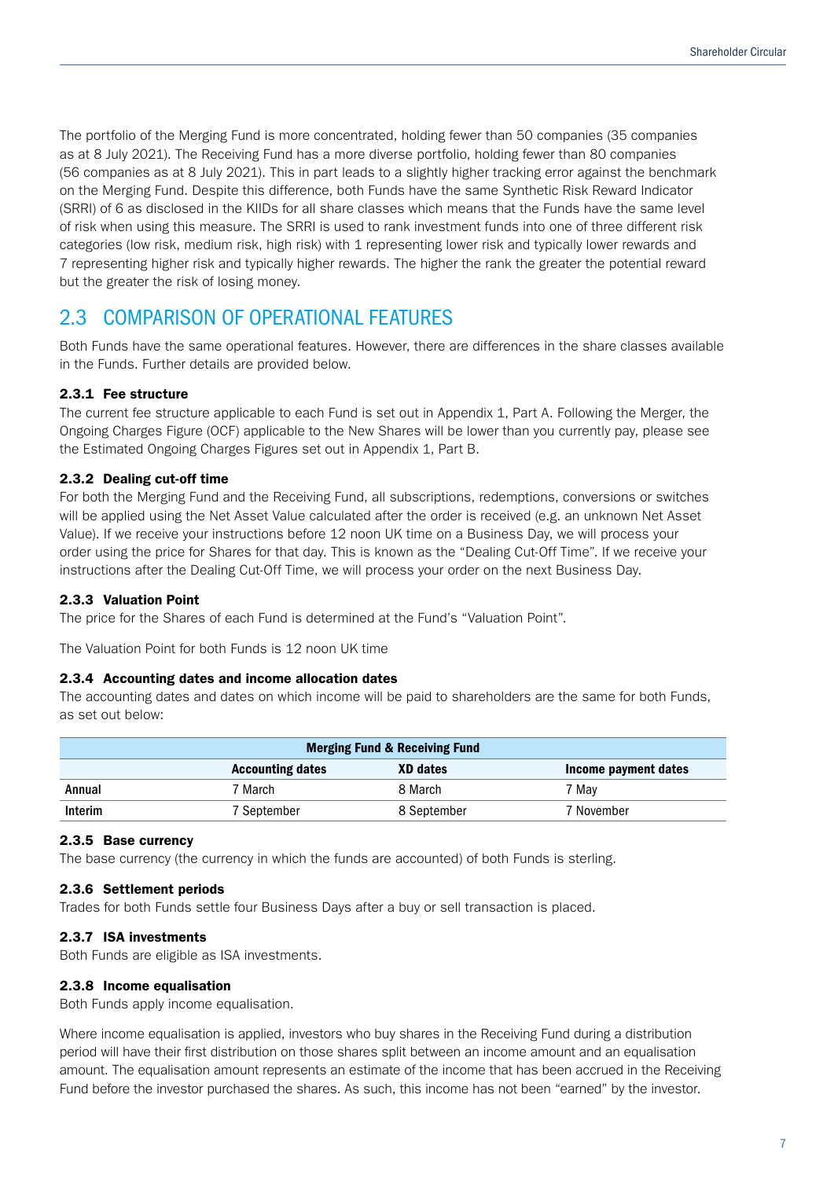The portfolio of the Merging Fund is more concentrated, holding fewer than 50 companies (35 companies as at 8 July 2021). The Receiving Fund has a more diverse portfolio, holding fewer than 80 companies (56 companies as at 8 July 2021). This in part leads to a slightly higher tracking error against the benchmark on the Merging Fund. Despite this difference, both Funds have the same Synthetic Risk Reward Indicator (SRRI) of 6 as disclosed in the KIIDs for all share classes which means that the Funds have the same level of risk when using this measure. The SRRI is used to rank investment funds into one of three different risk categories (low risk, medium risk, high risk) with 1 representing lower risk and typically lower rewards and 7 representing higher risk and typically higher rewards. The higher the rank the greater the potential reward but the greater the risk of losing money.

## 2.3 COMPARISON OF OPERATIONAL FEATURES

Both Funds have the same operational features. However, there are differences in the share classes available in the Funds. Further details are provided below.

### 2.3.1 Fee structure

The current fee structure applicable to each Fund is set out in Appendix 1, Part A. Following the Merger, the Ongoing Charges Figure (OCF) applicable to the New Shares will be lower than you currently pay, please see the Estimated Ongoing Charges Figures set out in Appendix 1, Part B.

### 2.3.2 Dealing cut-off time

For both the Merging Fund and the Receiving Fund, all subscriptions, redemptions, conversions or switches will be applied using the Net Asset Value calculated after the order is received (e.g. an unknown Net Asset Value). If we receive your instructions before 12 noon UK time on a Business Day, we will process your order using the price for Shares for that day. This is known as the "Dealing Cut-Off Time". If we receive your instructions after the Dealing Cut-Off Time, we will process your order on the next Business Day.

### 2.3.3 Valuation Point

The price for the Shares of each Fund is determined at the Fund's "Valuation Point".

The Valuation Point for both Funds is 12 noon UK time

### 2.3.4 Accounting dates and income allocation dates

The accounting dates and dates on which income will be paid to shareholders are the same for both Funds, as set out below:

| Merging Fund & Receiving Fund | | | |
|---|---|---|---|
| | **Accounting dates** | **XD dates** | **Income payment dates** |
| **Annual** | 7 March | 8 March | 7 May |
| **Interim** | 7 September | 8 September | 7 November |

### 2.3.5 Base currency

The base currency (the currency in which the funds are accounted) of both Funds is sterling.

### 2.3.6 Settlement periods

Trades for both Funds settle four Business Days after a buy or sell transaction is placed.

### 2.3.7 ISA investments

Both Funds are eligible as ISA investments.

### 2.3.8 Income equalisation

Both Funds apply income equalisation.

Where income equalisation is applied, investors who buy shares in the Receiving Fund during a distribution period will have their first distribution on those shares split between an income amount and an equalisation amount. The equalisation amount represents an estimate of the income that has been accrued in the Receiving Fund before the investor purchased the shares. As such, this income has not been "earned" by the investor.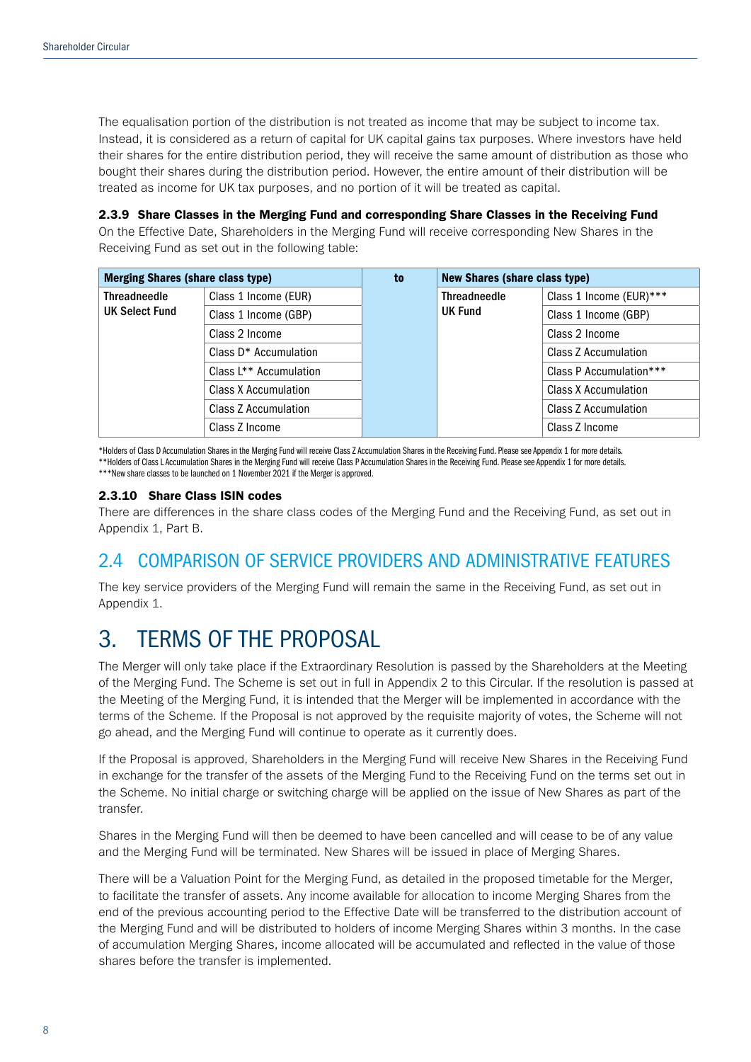The equalisation portion of the distribution is not treated as income that may be subject to income tax. Instead, it is considered as a return of capital for UK capital gains tax purposes. Where investors have held their shares for the entire distribution period, they will receive the same amount of distribution as those who bought their shares during the distribution period. However, the entire amount of their distribution will be treated as income for UK tax purposes, and no portion of it will be treated as capital.

#### 2.3.9 Share Classes in the Merging Fund and corresponding Share Classes in the Receiving Fund

On the Effective Date, Shareholders in the Merging Fund will receive corresponding New Shares in the Receiving Fund as set out in the following table:

| Merging Shares (share class type) | | to | New Shares (share class type) | |
|---|---|---|---|---|
| Threadneedle UK Select Fund | Class 1 Income (EUR) | | Threadneedle UK Fund | Class 1 Income (EUR)*** |
| | Class 1 Income (GBP) | | | Class 1 Income (GBP) |
| | Class 2 Income | | | Class 2 Income |
| | Class D* Accumulation | | | Class Z Accumulation |
| | Class L** Accumulation | | | Class P Accumulation*** |
| | Class X Accumulation | | | Class X Accumulation |
| | Class Z Accumulation | | | Class Z Accumulation |
| | Class Z Income | | | Class Z Income |

*Holders of Class D Accumulation Shares in the Merging Fund will receive Class Z Accumulation Shares in the Receiving Fund. Please see Appendix 1 for more details.
**Holders of Class L Accumulation Shares in the Merging Fund will receive Class P Accumulation Shares in the Receiving Fund. Please see Appendix 1 for more details.
***New share classes to be launched on 1 November 2021 if the Merger is approved.

#### 2.3.10 Share Class ISIN codes

There are differences in the share class codes of the Merging Fund and the Receiving Fund, as set out in Appendix 1, Part B.

## 2.4 COMPARISON OF SERVICE PROVIDERS AND ADMINISTRATIVE FEATURES

The key service providers of the Merging Fund will remain the same in the Receiving Fund, as set out in Appendix 1.

# 3. TERMS OF THE PROPOSAL

The Merger will only take place if the Extraordinary Resolution is passed by the Shareholders at the Meeting of the Merging Fund. The Scheme is set out in full in Appendix 2 to this Circular. If the resolution is passed at the Meeting of the Merging Fund, it is intended that the Merger will be implemented in accordance with the terms of the Scheme. If the Proposal is not approved by the requisite majority of votes, the Scheme will not go ahead, and the Merging Fund will continue to operate as it currently does.

If the Proposal is approved, Shareholders in the Merging Fund will receive New Shares in the Receiving Fund in exchange for the transfer of the assets of the Merging Fund to the Receiving Fund on the terms set out in the Scheme. No initial charge or switching charge will be applied on the issue of New Shares as part of the transfer.

Shares in the Merging Fund will then be deemed to have been cancelled and will cease to be of any value and the Merging Fund will be terminated. New Shares will be issued in place of Merging Shares.

There will be a Valuation Point for the Merging Fund, as detailed in the proposed timetable for the Merger, to facilitate the transfer of assets. Any income available for allocation to income Merging Shares from the end of the previous accounting period to the Effective Date will be transferred to the distribution account of the Merging Fund and will be distributed to holders of income Merging Shares within 3 months. In the case of accumulation Merging Shares, income allocated will be accumulated and reflected in the value of those shares before the transfer is implemented.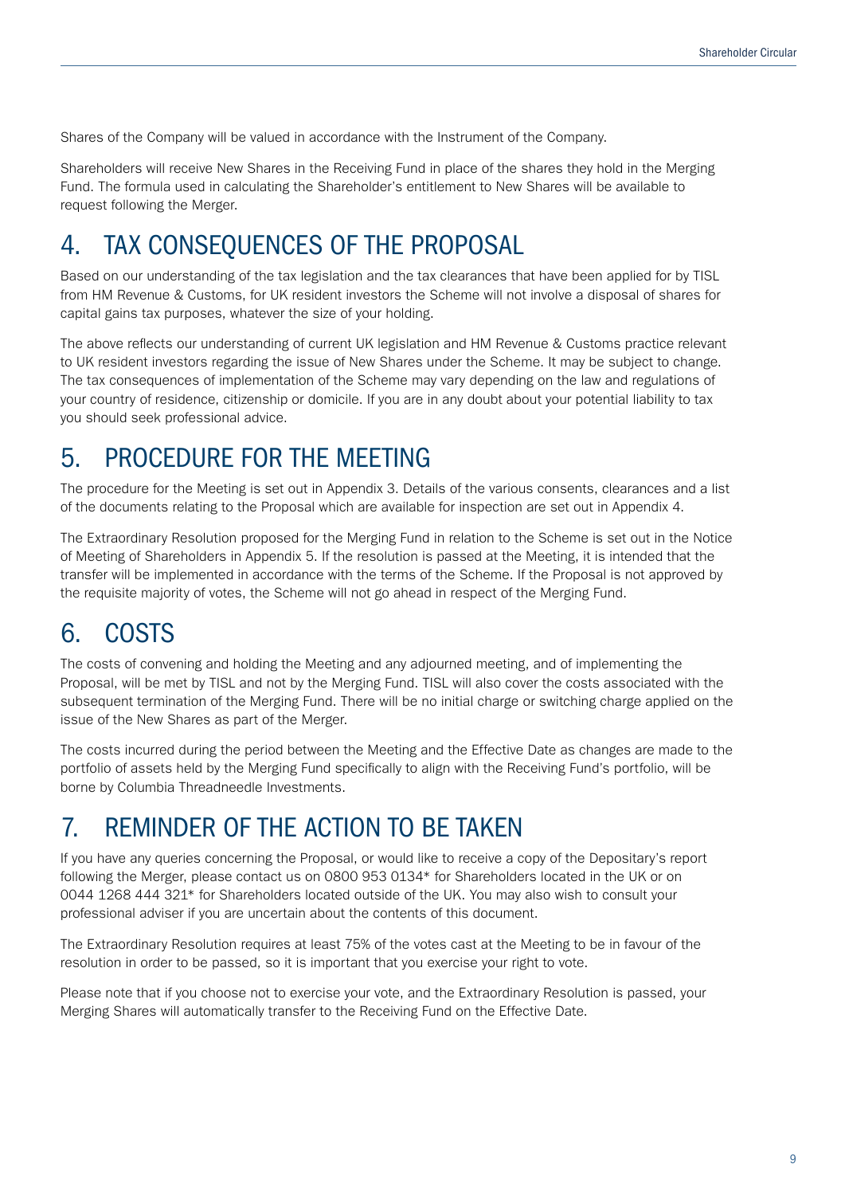Shares of the Company will be valued in accordance with the Instrument of the Company.

Shareholders will receive New Shares in the Receiving Fund in place of the shares they hold in the Merging Fund. The formula used in calculating the Shareholder's entitlement to New Shares will be available to request following the Merger.

# 4. TAX CONSEQUENCES OF THE PROPOSAL

Based on our understanding of the tax legislation and the tax clearances that have been applied for by TISL from HM Revenue & Customs, for UK resident investors the Scheme will not involve a disposal of shares for capital gains tax purposes, whatever the size of your holding.

The above reflects our understanding of current UK legislation and HM Revenue & Customs practice relevant to UK resident investors regarding the issue of New Shares under the Scheme. It may be subject to change. The tax consequences of implementation of the Scheme may vary depending on the law and regulations of your country of residence, citizenship or domicile. If you are in any doubt about your potential liability to tax you should seek professional advice.

# 5. PROCEDURE FOR THE MEETING

The procedure for the Meeting is set out in Appendix 3. Details of the various consents, clearances and a list of the documents relating to the Proposal which are available for inspection are set out in Appendix 4.

The Extraordinary Resolution proposed for the Merging Fund in relation to the Scheme is set out in the Notice of Meeting of Shareholders in Appendix 5. If the resolution is passed at the Meeting, it is intended that the transfer will be implemented in accordance with the terms of the Scheme. If the Proposal is not approved by the requisite majority of votes, the Scheme will not go ahead in respect of the Merging Fund.

# 6. COSTS

The costs of convening and holding the Meeting and any adjourned meeting, and of implementing the Proposal, will be met by TISL and not by the Merging Fund. TISL will also cover the costs associated with the subsequent termination of the Merging Fund. There will be no initial charge or switching charge applied on the issue of the New Shares as part of the Merger.

The costs incurred during the period between the Meeting and the Effective Date as changes are made to the portfolio of assets held by the Merging Fund specifically to align with the Receiving Fund's portfolio, will be borne by Columbia Threadneedle Investments.

# 7. REMINDER OF THE ACTION TO BE TAKEN

If you have any queries concerning the Proposal, or would like to receive a copy of the Depositary's report following the Merger, please contact us on 0800 953 0134* for Shareholders located in the UK or on 0044 1268 444 321* for Shareholders located outside of the UK. You may also wish to consult your professional adviser if you are uncertain about the contents of this document.

The Extraordinary Resolution requires at least 75% of the votes cast at the Meeting to be in favour of the resolution in order to be passed, so it is important that you exercise your right to vote.

Please note that if you choose not to exercise your vote, and the Extraordinary Resolution is passed, your Merging Shares will automatically transfer to the Receiving Fund on the Effective Date.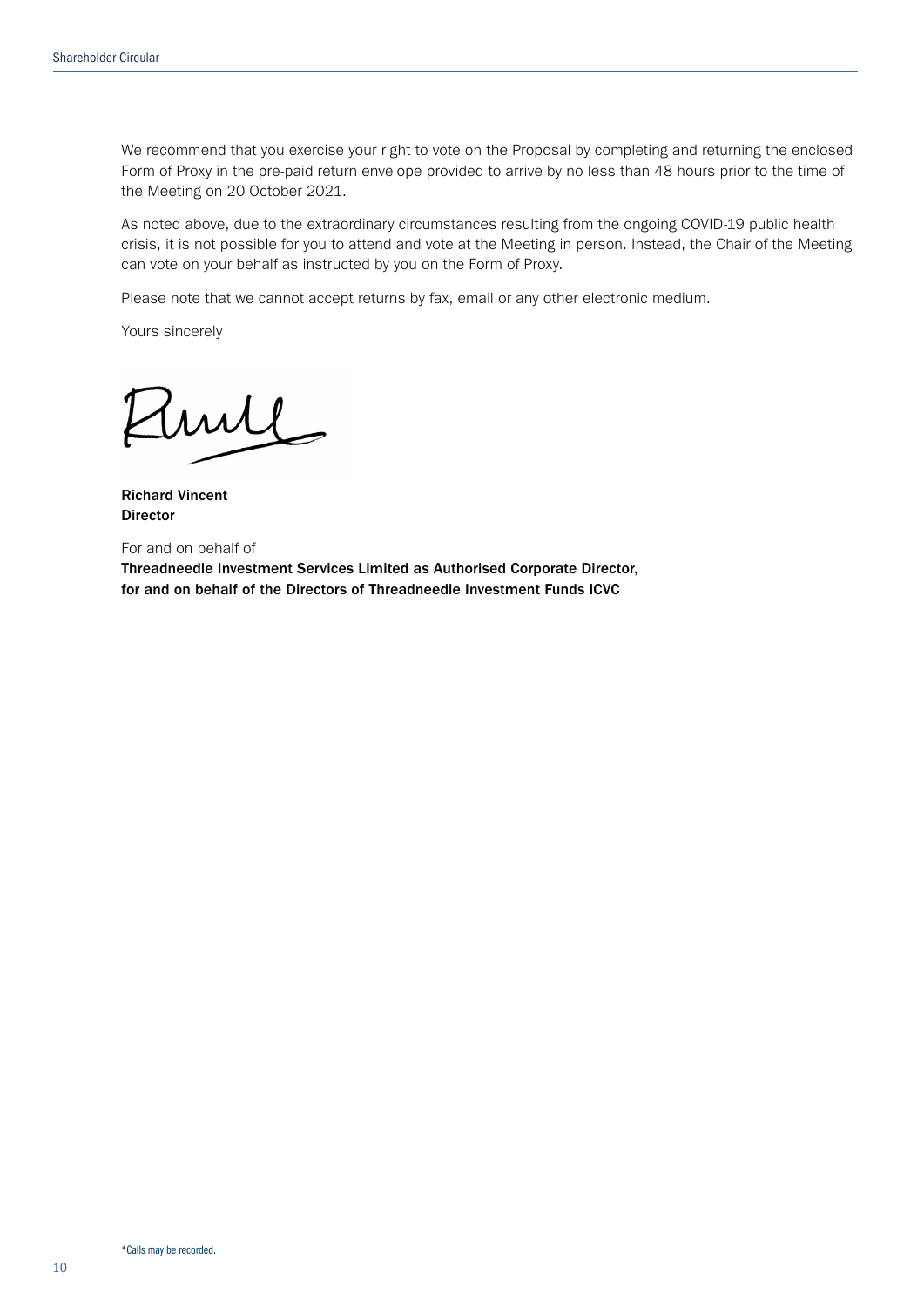We recommend that you exercise your right to vote on the Proposal by completing and returning the enclosed Form of Proxy in the pre-paid return envelope provided to arrive by no less than 48 hours prior to the time of the Meeting on 20 October 2021.

As noted above, due to the extraordinary circumstances resulting from the ongoing COVID-19 public health crisis, it is not possible for you to attend and vote at the Meeting in person. Instead, the Chair of the Meeting can vote on your behalf as instructed by you on the Form of Proxy.

Please note that we cannot accept returns by fax, email or any other electronic medium.

Yours sincerely

**Richard Vincent**
**Director**

For and on behalf of
**Threadneedle Investment Services Limited as Authorised Corporate Director, for and on behalf of the Directors of Threadneedle Investment Funds ICVC**

*Calls may be recorded.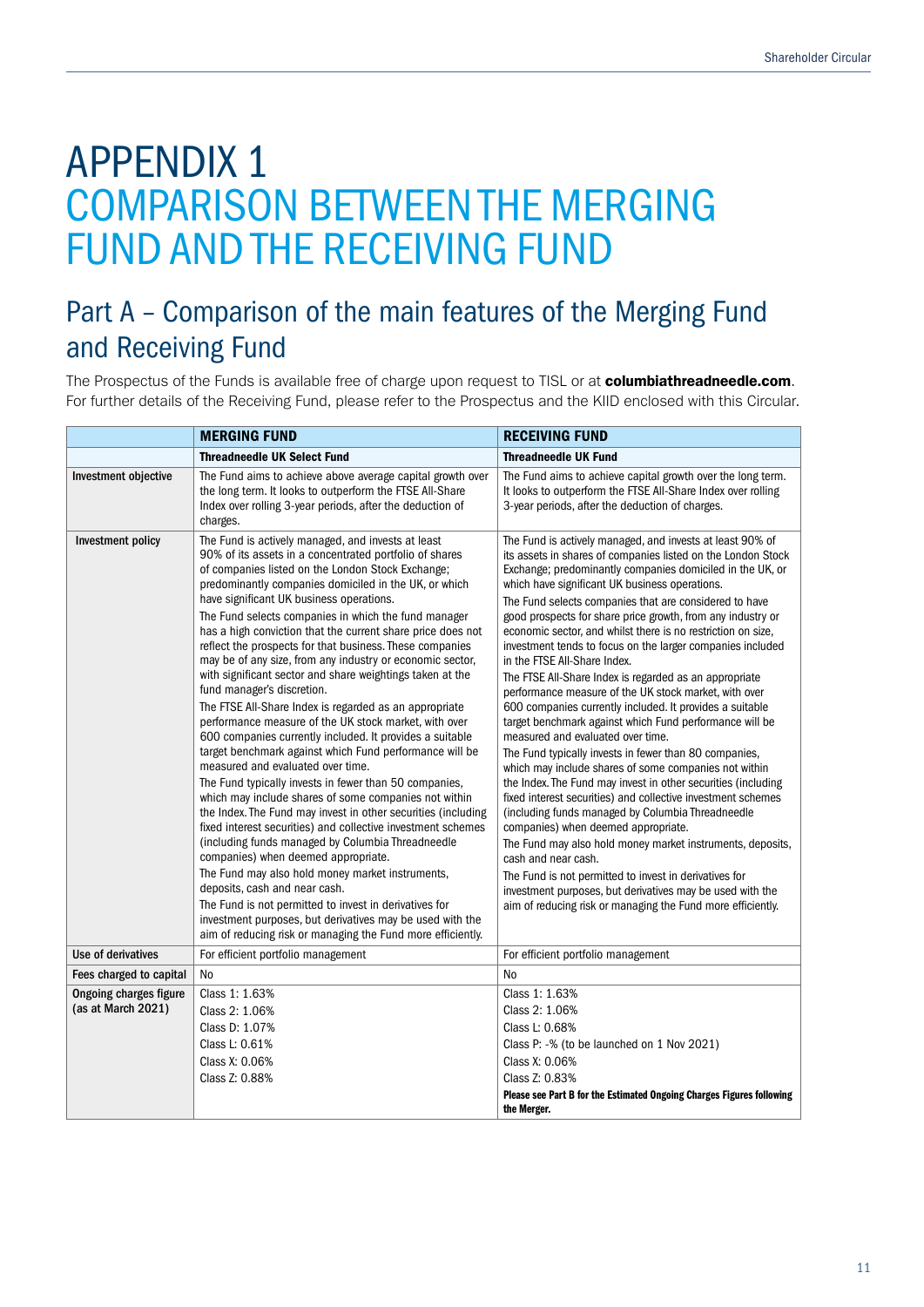# APPENDIX 1
# COMPARISON BETWEEN THE MERGING FUND AND THE RECEIVING FUND

## Part A – Comparison of the main features of the Merging Fund and Receiving Fund

The Prospectus of the Funds is available free of charge upon request to TISL or at **columbiathreadneedle.com**. For further details of the Receiving Fund, please refer to the Prospectus and the KIID enclosed with this Circular.

| | **MERGING FUND** | **RECEIVING FUND** |
|---|---|---|
| | **Threadneedle UK Select Fund** | **Threadneedle UK Fund** |
| **Investment objective** | The Fund aims to achieve above average capital growth over the long term. It looks to outperform the FTSE All-Share Index over rolling 3-year periods, after the deduction of charges. | The Fund aims to achieve capital growth over the long term. It looks to outperform the FTSE All-Share Index over rolling 3-year periods, after the deduction of charges. |
| **Investment policy** | The Fund is actively managed, and invests at least 90% of its assets in a concentrated portfolio of shares of companies listed on the London Stock Exchange; predominantly companies domiciled in the UK, or which have significant UK business operations.<br>The Fund selects companies in which the fund manager has a high conviction that the current share price does not reflect the prospects for that business. These companies may be of any size, from any industry or economic sector, with significant sector and share weightings taken at the fund manager's discretion.<br>The FTSE All-Share Index is regarded as an appropriate performance measure of the UK stock market, with over 600 companies currently included. It provides a suitable target benchmark against which Fund performance will be measured and evaluated over time.<br>The Fund typically invests in fewer than 50 companies, which may include shares of some companies not within the Index. The Fund may invest in other securities (including fixed interest securities) and collective investment schemes (including funds managed by Columbia Threadneedle companies) when deemed appropriate.<br>The Fund may also hold money market instruments, deposits, cash and near cash.<br>The Fund is not permitted to invest in derivatives for investment purposes, but derivatives may be used with the aim of reducing risk or managing the Fund more efficiently. | The Fund is actively managed, and invests at least 90% of its assets in shares of companies listed on the London Stock Exchange; predominantly companies domiciled in the UK, or which have significant UK business operations.<br>The Fund selects companies that are considered to have good prospects for share price growth, from any industry or economic sector, and whilst there is no restriction on size, investment tends to focus on the larger companies included in the FTSE All-Share Index.<br>The FTSE All-Share Index is regarded as an appropriate performance measure of the UK stock market, with over 600 companies currently included. It provides a suitable target benchmark against which Fund performance will be measured and evaluated over time.<br>The Fund typically invests in fewer than 80 companies, which may include shares of some companies not within the Index. The Fund may invest in other securities (including fixed interest securities) and collective investment schemes (including funds managed by Columbia Threadneedle companies) when deemed appropriate.<br>The Fund may also hold money market instruments, deposits, cash and near cash.<br>The Fund is not permitted to invest in derivatives for investment purposes, but derivatives may be used with the aim of reducing risk or managing the Fund more efficiently. |
| **Use of derivatives** | For efficient portfolio management | For efficient portfolio management |
| **Fees charged to capital** | No | No |
| **Ongoing charges figure (as at March 2021)** | Class 1: 1.63%<br>Class 2: 1.06%<br>Class D: 1.07%<br>Class L: 0.61%<br>Class X: 0.06%<br>Class Z: 0.88% | Class 1: 1.63%<br>Class 2: 1.06%<br>Class L: 0.68%<br>Class P: -% (to be launched on 1 Nov 2021)<br>Class X: 0.06%<br>Class Z: 0.83%<br>**Please see Part B for the Estimated Ongoing Charges Figures following the Merger.** |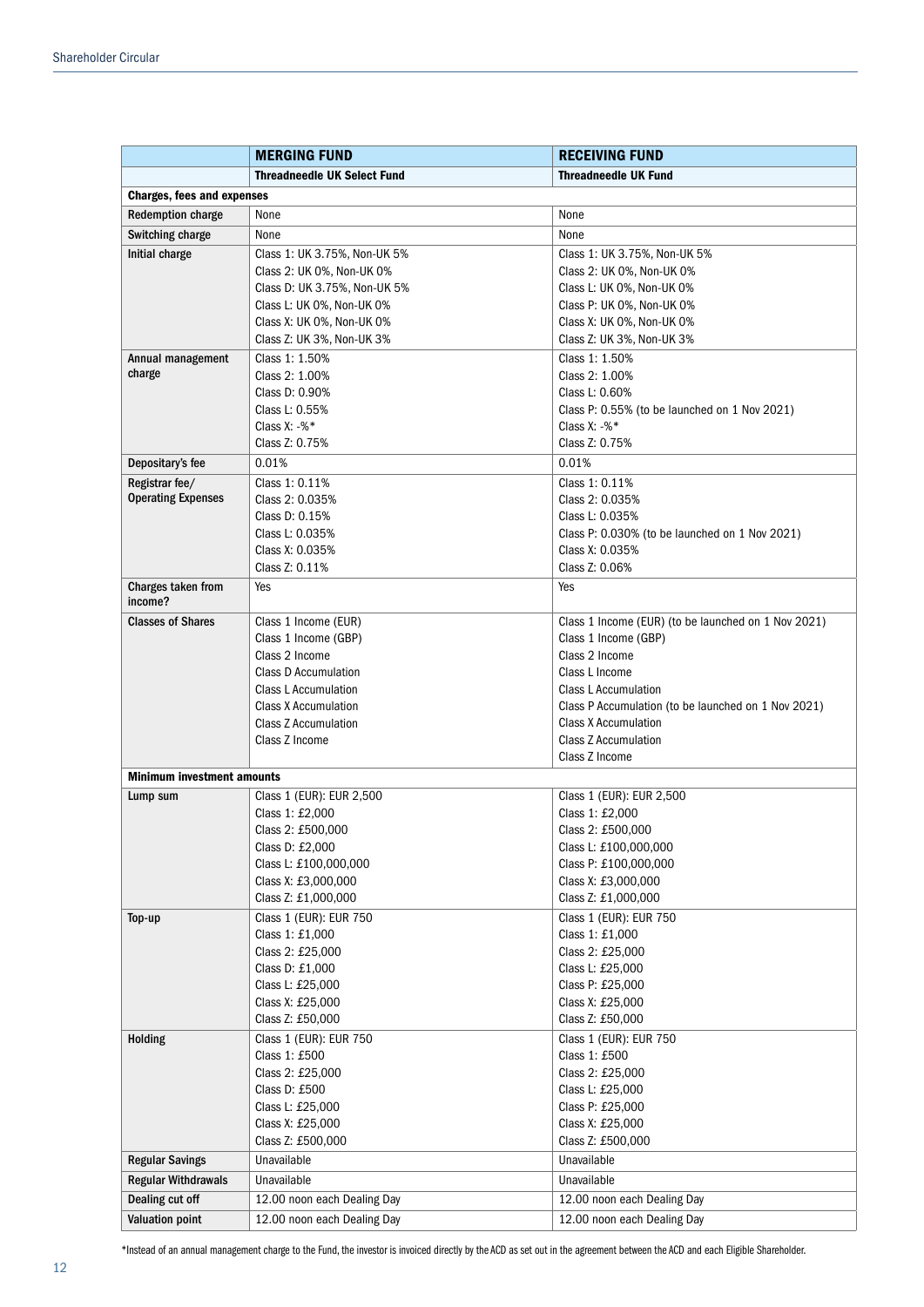| | MERGING FUND | RECEIVING FUND |
|---|---|---|
| | **Threadneedle UK Select Fund** | **Threadneedle UK Fund** |
| **Charges, fees and expenses** | | |
| **Redemption charge** | None | None |
| **Switching charge** | None | None |
| **Initial charge** | Class 1: UK 3.75%, Non-UK 5%<br>Class 2: UK 0%, Non-UK 0%<br>Class D: UK 3.75%, Non-UK 5%<br>Class L: UK 0%, Non-UK 0%<br>Class X: UK 0%, Non-UK 0%<br>Class Z: UK 3%, Non-UK 3% | Class 1: UK 3.75%, Non-UK 5%<br>Class 2: UK 0%, Non-UK 0%<br>Class L: UK 0%, Non-UK 0%<br>Class P: UK 0%, Non-UK 0%<br>Class X: UK 0%, Non-UK 0%<br>Class Z: UK 3%, Non-UK 3% |
| **Annual management charge** | Class 1: 1.50%<br>Class 2: 1.00%<br>Class D: 0.90%<br>Class L: 0.55%<br>Class X: -%*<br>Class Z: 0.75% | Class 1: 1.50%<br>Class 2: 1.00%<br>Class L: 0.60%<br>Class P: 0.55% (to be launched on 1 Nov 2021)<br>Class X: -%*<br>Class Z: 0.75% |
| **Depositary's fee** | 0.01% | 0.01% |
| **Registrar fee/ Operating Expenses** | Class 1: 0.11%<br>Class 2: 0.035%<br>Class D: 0.15%<br>Class L: 0.035%<br>Class X: 0.035%<br>Class Z: 0.11% | Class 1: 0.11%<br>Class 2: 0.035%<br>Class L: 0.035%<br>Class P: 0.030% (to be launched on 1 Nov 2021)<br>Class X: 0.035%<br>Class Z: 0.06% |
| **Charges taken from income?** | Yes | Yes |
| **Classes of Shares** | Class 1 Income (EUR)<br>Class 1 Income (GBP)<br>Class 2 Income<br>Class D Accumulation<br>Class L Accumulation<br>Class X Accumulation<br>Class Z Accumulation<br>Class Z Income | Class 1 Income (EUR) (to be launched on 1 Nov 2021)<br>Class 1 Income (GBP)<br>Class 2 Income<br>Class L Income<br>Class L Accumulation<br>Class P Accumulation (to be launched on 1 Nov 2021)<br>Class X Accumulation<br>Class Z Accumulation<br>Class Z Income |
| **Minimum investment amounts** | | |
| **Lump sum** | Class 1 (EUR): EUR 2,500<br>Class 1: £2,000<br>Class 2: £500,000<br>Class D: £2,000<br>Class L: £100,000,000<br>Class X: £3,000,000<br>Class Z: £1,000,000 | Class 1 (EUR): EUR 2,500<br>Class 1: £2,000<br>Class 2: £500,000<br>Class L: £100,000,000<br>Class P: £100,000,000<br>Class X: £3,000,000<br>Class Z: £1,000,000 |
| **Top-up** | Class 1 (EUR): EUR 750<br>Class 1: £1,000<br>Class 2: £25,000<br>Class D: £1,000<br>Class L: £25,000<br>Class X: £25,000<br>Class Z: £50,000 | Class 1 (EUR): EUR 750<br>Class 1: £1,000<br>Class 2: £25,000<br>Class L: £25,000<br>Class P: £25,000<br>Class X: £25,000<br>Class Z: £50,000 |
| **Holding** | Class 1 (EUR): EUR 750<br>Class 1: £500<br>Class 2: £25,000<br>Class D: £500<br>Class L: £25,000<br>Class X: £25,000<br>Class Z: £500,000 | Class 1 (EUR): EUR 750<br>Class 1: £500<br>Class 2: £25,000<br>Class L: £25,000<br>Class P: £25,000<br>Class X: £25,000<br>Class Z: £500,000 |
| **Regular Savings** | Unavailable | Unavailable |
| **Regular Withdrawals** | Unavailable | Unavailable |
| **Dealing cut off** | 12.00 noon each Dealing Day | 12.00 noon each Dealing Day |
| **Valuation point** | 12.00 noon each Dealing Day | 12.00 noon each Dealing Day |

*Instead of an annual management charge to the Fund, the investor is invoiced directly by the ACD as set out in the agreement between the ACD and each Eligible Shareholder.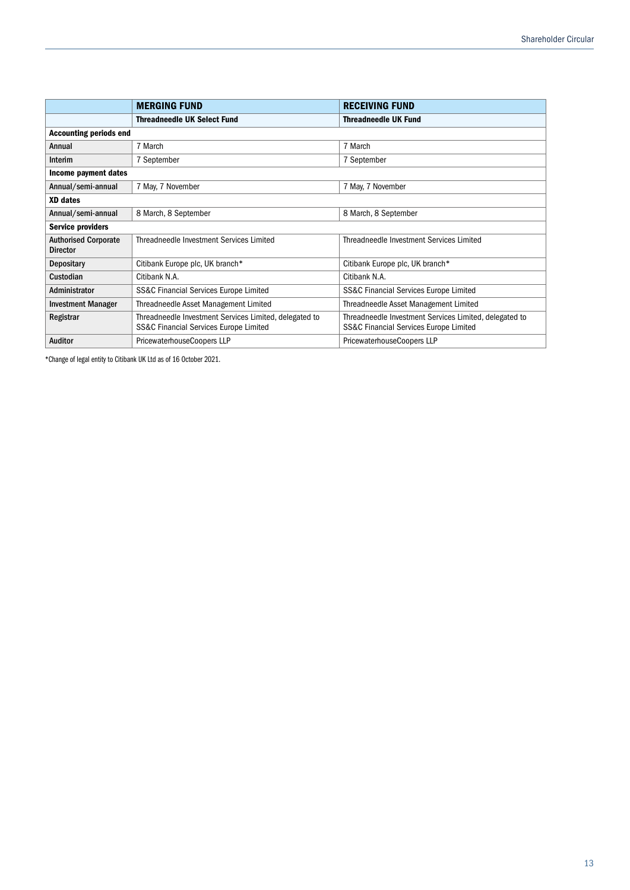| | MERGING FUND | RECEIVING FUND |
|---|---|---|
| | **Threadneedle UK Select Fund** | **Threadneedle UK Fund** |
| **Accounting periods end** | | |
| **Annual** | 7 March | 7 March |
| **Interim** | 7 September | 7 September |
| **Income payment dates** | | |
| **Annual/semi-annual** | 7 May, 7 November | 7 May, 7 November |
| **XD dates** | | |
| **Annual/semi-annual** | 8 March, 8 September | 8 March, 8 September |
| **Service providers** | | |
| **Authorised Corporate Director** | Threadneedle Investment Services Limited | Threadneedle Investment Services Limited |
| **Depositary** | Citibank Europe plc, UK branch* | Citibank Europe plc, UK branch* |
| **Custodian** | Citibank N.A. | Citibank N.A. |
| **Administrator** | SS&C Financial Services Europe Limited | SS&C Financial Services Europe Limited |
| **Investment Manager** | Threadneedle Asset Management Limited | Threadneedle Asset Management Limited |
| **Registrar** | Threadneedle Investment Services Limited, delegated to SS&C Financial Services Europe Limited | Threadneedle Investment Services Limited, delegated to SS&C Financial Services Europe Limited |
| **Auditor** | PricewaterhouseCoopers LLP | PricewaterhouseCoopers LLP |

*Change of legal entity to Citibank UK Ltd as of 16 October 2021.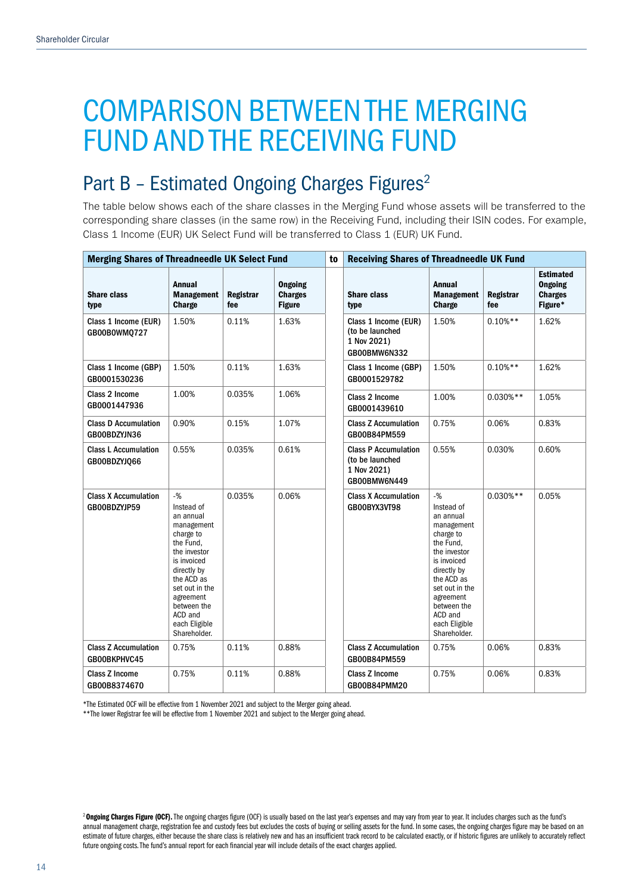# COMPARISON BETWEEN THE MERGING FUND AND THE RECEIVING FUND

## Part B – Estimated Ongoing Charges Figures[2]

The table below shows each of the share classes in the Merging Fund whose assets will be transferred to the corresponding share classes (in the same row) in the Receiving Fund, including their ISIN codes. For example, Class 1 Income (EUR) UK Select Fund will be transferred to Class 1 (EUR) UK Fund.

| **Merging Shares of Threadneedle UK Select Fund** | | | | **to** | **Receiving Shares of Threadneedle UK Fund** | | | |
|---|---|---|---|---|---|---|---|---|
| **Share class type** | **Annual Management Charge** | **Registrar fee** | **Ongoing Charges Figure** | | **Share class type** | **Annual Management Charge** | **Registrar fee** | **Estimated Ongoing Charges Figure*** |
| **Class 1 Income (EUR) GB00B0WMQ727** | 1.50% | 0.11% | 1.63% | | **Class 1 Income (EUR)** (to be launched 1 Nov 2021) GB00BMW6N332 | 1.50% | 0.10%** | 1.62% |
| **Class 1 Income (GBP) GB0001530236** | 1.50% | 0.11% | 1.63% | | **Class 1 Income (GBP) GB0001529782** | 1.50% | 0.10%** | 1.62% |
| **Class 2 Income GB0001447936** | 1.00% | 0.035% | 1.06% | | **Class 2 Income GB0001439610** | 1.00% | 0.030%** | 1.05% |
| **Class D Accumulation GB00BDZYJN36** | 0.90% | 0.15% | 1.07% | | **Class Z Accumulation GB00B84PM559** | 0.75% | 0.06% | 0.83% |
| **Class L Accumulation GB00BDZYJQ66** | 0.55% | 0.035% | 0.61% | | **Class P Accumulation** (to be launched 1 Nov 2021) GB00BMW6N449 | 0.55% | 0.030% | 0.60% |
| **Class X Accumulation GB00BDZYJP59** | -% Instead of an annual management charge to the Fund, the investor is invoiced directly by the ACD as set out in the agreement between the ACD and each Eligible Shareholder. | 0.035% | 0.06% | | **Class X Accumulation GB00BYX3VT98** | -% Instead of an annual management charge to the Fund, the investor is invoiced directly by the ACD as set out in the agreement between the ACD and each Eligible Shareholder. | 0.030%** | 0.05% |
| **Class Z Accumulation GB00BKPHVC45** | 0.75% | 0.11% | 0.88% | | **Class Z Accumulation GB00B84PM559** | 0.75% | 0.06% | 0.83% |
| **Class Z Income GB00B8374670** | 0.75% | 0.11% | 0.88% | | **Class Z Income GB00B84PMM20** | 0.75% | 0.06% | 0.83% |

*The Estimated OCF will be effective from 1 November 2021 and subject to the Merger going ahead.

**The lower Registrar fee will be effective from 1 November 2021 and subject to the Merger going ahead.

[2] **Ongoing Charges Figure (OCF).** The ongoing charges figure (OCF) is usually based on the last year's expenses and may vary from year to year. It includes charges such as the fund's annual management charge, registration fee and custody fees but excludes the costs of buying or selling assets for the fund. In some cases, the ongoing charges figure may be based on an estimate of future charges, either because the share class is relatively new and has an insufficient track record to be calculated exactly, or if historic figures are unlikely to accurately reflect future ongoing costs. The fund's annual report for each financial year will include details of the exact charges applied.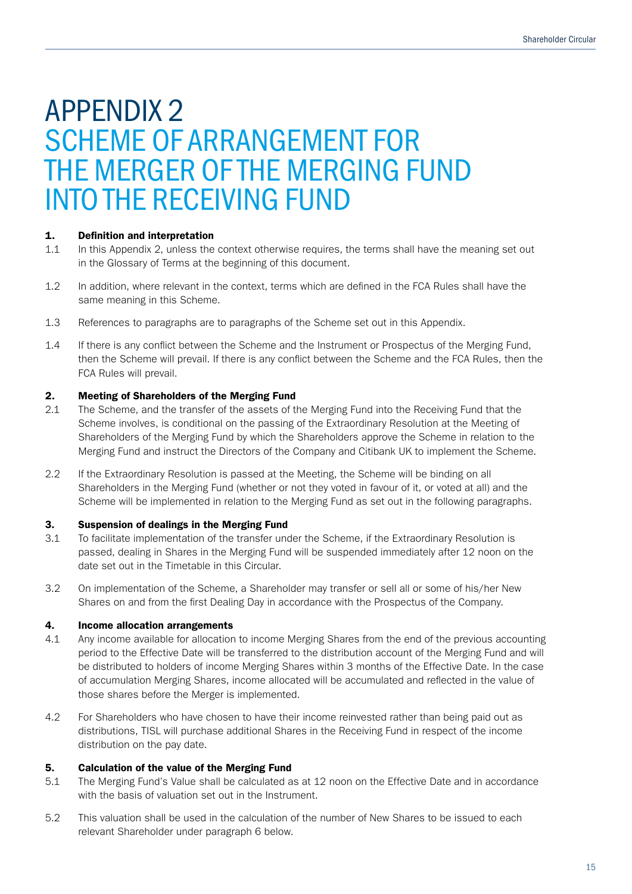# APPENDIX 2 SCHEME OF ARRANGEMENT FOR THE MERGER OF THE MERGING FUND INTO THE RECEIVING FUND

## 1. Definition and interpretation

1.1 In this Appendix 2, unless the context otherwise requires, the terms shall have the meaning set out in the Glossary of Terms at the beginning of this document.

1.2 In addition, where relevant in the context, terms which are defined in the FCA Rules shall have the same meaning in this Scheme.

1.3 References to paragraphs are to paragraphs of the Scheme set out in this Appendix.

1.4 If there is any conflict between the Scheme and the Instrument or Prospectus of the Merging Fund, then the Scheme will prevail. If there is any conflict between the Scheme and the FCA Rules, then the FCA Rules will prevail.

## 2. Meeting of Shareholders of the Merging Fund

2.1 The Scheme, and the transfer of the assets of the Merging Fund into the Receiving Fund that the Scheme involves, is conditional on the passing of the Extraordinary Resolution at the Meeting of Shareholders of the Merging Fund by which the Shareholders approve the Scheme in relation to the Merging Fund and instruct the Directors of the Company and Citibank UK to implement the Scheme.

2.2 If the Extraordinary Resolution is passed at the Meeting, the Scheme will be binding on all Shareholders in the Merging Fund (whether or not they voted in favour of it, or voted at all) and the Scheme will be implemented in relation to the Merging Fund as set out in the following paragraphs.

## 3. Suspension of dealings in the Merging Fund

3.1 To facilitate implementation of the transfer under the Scheme, if the Extraordinary Resolution is passed, dealing in Shares in the Merging Fund will be suspended immediately after 12 noon on the date set out in the Timetable in this Circular.

3.2 On implementation of the Scheme, a Shareholder may transfer or sell all or some of his/her New Shares on and from the first Dealing Day in accordance with the Prospectus of the Company.

## 4. Income allocation arrangements

4.1 Any income available for allocation to income Merging Shares from the end of the previous accounting period to the Effective Date will be transferred to the distribution account of the Merging Fund and will be distributed to holders of income Merging Shares within 3 months of the Effective Date. In the case of accumulation Merging Shares, income allocated will be accumulated and reflected in the value of those shares before the Merger is implemented.

4.2 For Shareholders who have chosen to have their income reinvested rather than being paid out as distributions, TISL will purchase additional Shares in the Receiving Fund in respect of the income distribution on the pay date.

## 5. Calculation of the value of the Merging Fund

5.1 The Merging Fund's Value shall be calculated as at 12 noon on the Effective Date and in accordance with the basis of valuation set out in the Instrument.

5.2 This valuation shall be used in the calculation of the number of New Shares to be issued to each relevant Shareholder under paragraph 6 below.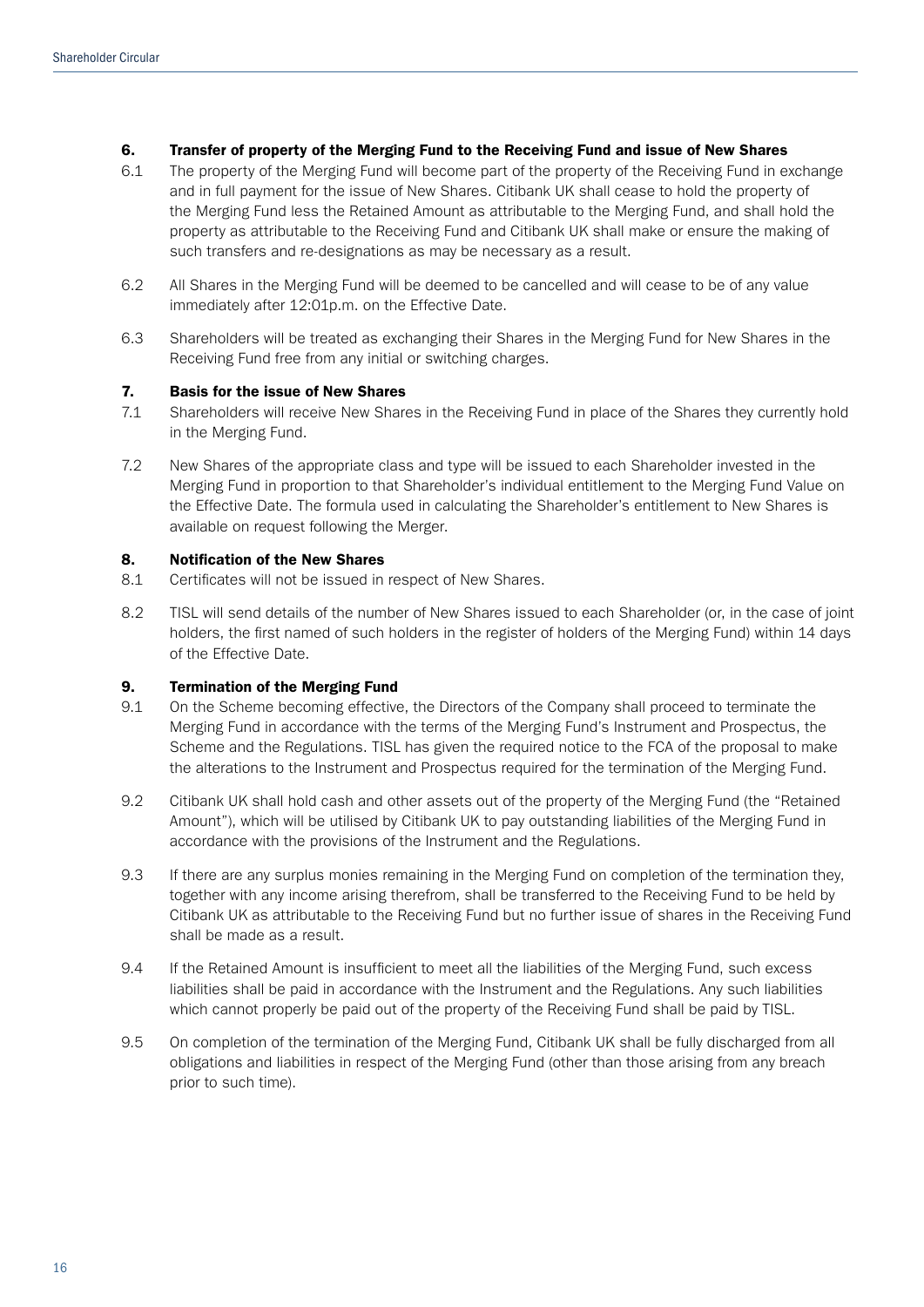### 6. Transfer of property of the Merging Fund to the Receiving Fund and issue of New Shares

6.1 The property of the Merging Fund will become part of the property of the Receiving Fund in exchange and in full payment for the issue of New Shares. Citibank UK shall cease to hold the property of the Merging Fund less the Retained Amount as attributable to the Merging Fund, and shall hold the property as attributable to the Receiving Fund and Citibank UK shall make or ensure the making of such transfers and re-designations as may be necessary as a result.

6.2 All Shares in the Merging Fund will be deemed to be cancelled and will cease to be of any value immediately after 12:01p.m. on the Effective Date.

6.3 Shareholders will be treated as exchanging their Shares in the Merging Fund for New Shares in the Receiving Fund free from any initial or switching charges.

### 7. Basis for the issue of New Shares

7.1 Shareholders will receive New Shares in the Receiving Fund in place of the Shares they currently hold in the Merging Fund.

7.2 New Shares of the appropriate class and type will be issued to each Shareholder invested in the Merging Fund in proportion to that Shareholder's individual entitlement to the Merging Fund Value on the Effective Date. The formula used in calculating the Shareholder's entitlement to New Shares is available on request following the Merger.

### 8. Notification of the New Shares

8.1 Certificates will not be issued in respect of New Shares.

8.2 TISL will send details of the number of New Shares issued to each Shareholder (or, in the case of joint holders, the first named of such holders in the register of holders of the Merging Fund) within 14 days of the Effective Date.

### 9. Termination of the Merging Fund

9.1 On the Scheme becoming effective, the Directors of the Company shall proceed to terminate the Merging Fund in accordance with the terms of the Merging Fund's Instrument and Prospectus, the Scheme and the Regulations. TISL has given the required notice to the FCA of the proposal to make the alterations to the Instrument and Prospectus required for the termination of the Merging Fund.

9.2 Citibank UK shall hold cash and other assets out of the property of the Merging Fund (the "Retained Amount"), which will be utilised by Citibank UK to pay outstanding liabilities of the Merging Fund in accordance with the provisions of the Instrument and the Regulations.

9.3 If there are any surplus monies remaining in the Merging Fund on completion of the termination they, together with any income arising therefrom, shall be transferred to the Receiving Fund to be held by Citibank UK as attributable to the Receiving Fund but no further issue of shares in the Receiving Fund shall be made as a result.

9.4 If the Retained Amount is insufficient to meet all the liabilities of the Merging Fund, such excess liabilities shall be paid in accordance with the Instrument and the Regulations. Any such liabilities which cannot properly be paid out of the property of the Receiving Fund shall be paid by TISL.

9.5 On completion of the termination of the Merging Fund, Citibank UK shall be fully discharged from all obligations and liabilities in respect of the Merging Fund (other than those arising from any breach prior to such time).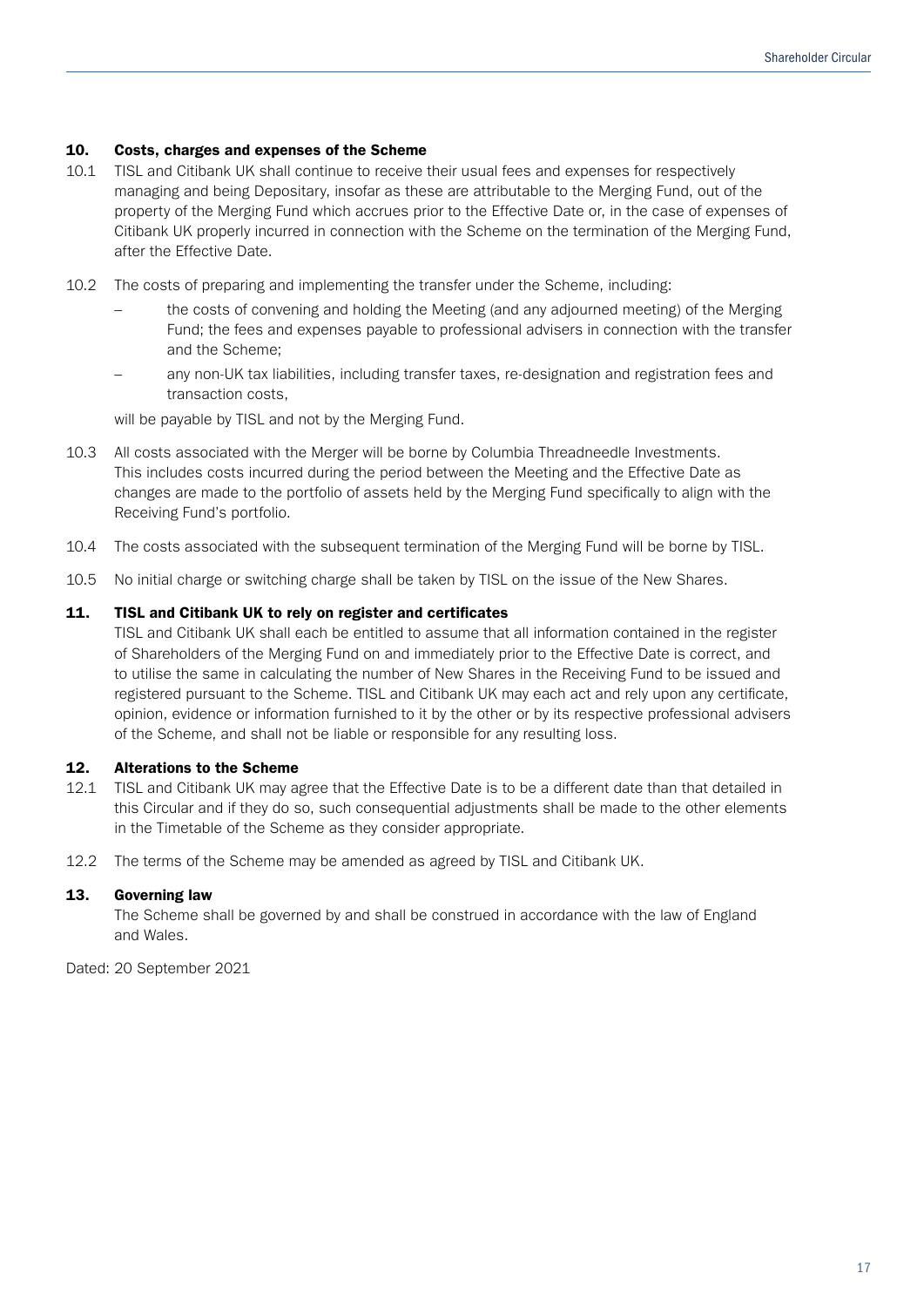## 10. Costs, charges and expenses of the Scheme

10.1 TISL and Citibank UK shall continue to receive their usual fees and expenses for respectively managing and being Depositary, insofar as these are attributable to the Merging Fund, out of the property of the Merging Fund which accrues prior to the Effective Date or, in the case of expenses of Citibank UK properly incurred in connection with the Scheme on the termination of the Merging Fund, after the Effective Date.

10.2 The costs of preparing and implementing the transfer under the Scheme, including:

- the costs of convening and holding the Meeting (and any adjourned meeting) of the Merging Fund; the fees and expenses payable to professional advisers in connection with the transfer and the Scheme;
- any non-UK tax liabilities, including transfer taxes, re-designation and registration fees and transaction costs,

will be payable by TISL and not by the Merging Fund.

10.3 All costs associated with the Merger will be borne by Columbia Threadneedle Investments. This includes costs incurred during the period between the Meeting and the Effective Date as changes are made to the portfolio of assets held by the Merging Fund specifically to align with the Receiving Fund's portfolio.

10.4 The costs associated with the subsequent termination of the Merging Fund will be borne by TISL.

10.5 No initial charge or switching charge shall be taken by TISL on the issue of the New Shares.

## 11. TISL and Citibank UK to rely on register and certificates

TISL and Citibank UK shall each be entitled to assume that all information contained in the register of Shareholders of the Merging Fund on and immediately prior to the Effective Date is correct, and to utilise the same in calculating the number of New Shares in the Receiving Fund to be issued and registered pursuant to the Scheme. TISL and Citibank UK may each act and rely upon any certificate, opinion, evidence or information furnished to it by the other or by its respective professional advisers of the Scheme, and shall not be liable or responsible for any resulting loss.

## 12. Alterations to the Scheme

12.1 TISL and Citibank UK may agree that the Effective Date is to be a different date than that detailed in this Circular and if they do so, such consequential adjustments shall be made to the other elements in the Timetable of the Scheme as they consider appropriate.

12.2 The terms of the Scheme may be amended as agreed by TISL and Citibank UK.

## 13. Governing law

The Scheme shall be governed by and shall be construed in accordance with the law of England and Wales.

Dated: 20 September 2021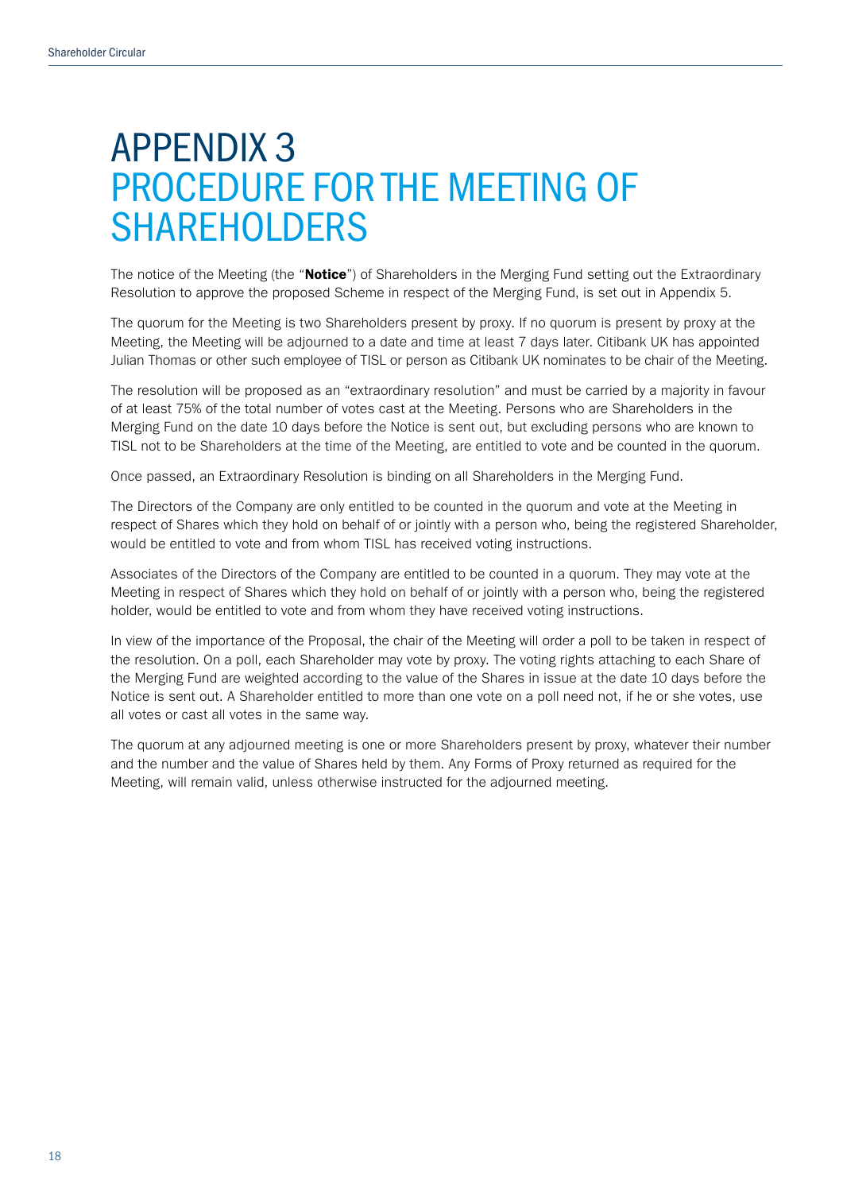# APPENDIX 3 PROCEDURE FOR THE MEETING OF SHAREHOLDERS

The notice of the Meeting (the "**Notice**") of Shareholders in the Merging Fund setting out the Extraordinary Resolution to approve the proposed Scheme in respect of the Merging Fund, is set out in Appendix 5.

The quorum for the Meeting is two Shareholders present by proxy. If no quorum is present by proxy at the Meeting, the Meeting will be adjourned to a date and time at least 7 days later. Citibank UK has appointed Julian Thomas or other such employee of TISL or person as Citibank UK nominates to be chair of the Meeting.

The resolution will be proposed as an "extraordinary resolution" and must be carried by a majority in favour of at least 75% of the total number of votes cast at the Meeting. Persons who are Shareholders in the Merging Fund on the date 10 days before the Notice is sent out, but excluding persons who are known to TISL not to be Shareholders at the time of the Meeting, are entitled to vote and be counted in the quorum.

Once passed, an Extraordinary Resolution is binding on all Shareholders in the Merging Fund.

The Directors of the Company are only entitled to be counted in the quorum and vote at the Meeting in respect of Shares which they hold on behalf of or jointly with a person who, being the registered Shareholder, would be entitled to vote and from whom TISL has received voting instructions.

Associates of the Directors of the Company are entitled to be counted in a quorum. They may vote at the Meeting in respect of Shares which they hold on behalf of or jointly with a person who, being the registered holder, would be entitled to vote and from whom they have received voting instructions.

In view of the importance of the Proposal, the chair of the Meeting will order a poll to be taken in respect of the resolution. On a poll, each Shareholder may vote by proxy. The voting rights attaching to each Share of the Merging Fund are weighted according to the value of the Shares in issue at the date 10 days before the Notice is sent out. A Shareholder entitled to more than one vote on a poll need not, if he or she votes, use all votes or cast all votes in the same way.

The quorum at any adjourned meeting is one or more Shareholders present by proxy, whatever their number and the number and the value of Shares held by them. Any Forms of Proxy returned as required for the Meeting, will remain valid, unless otherwise instructed for the adjourned meeting.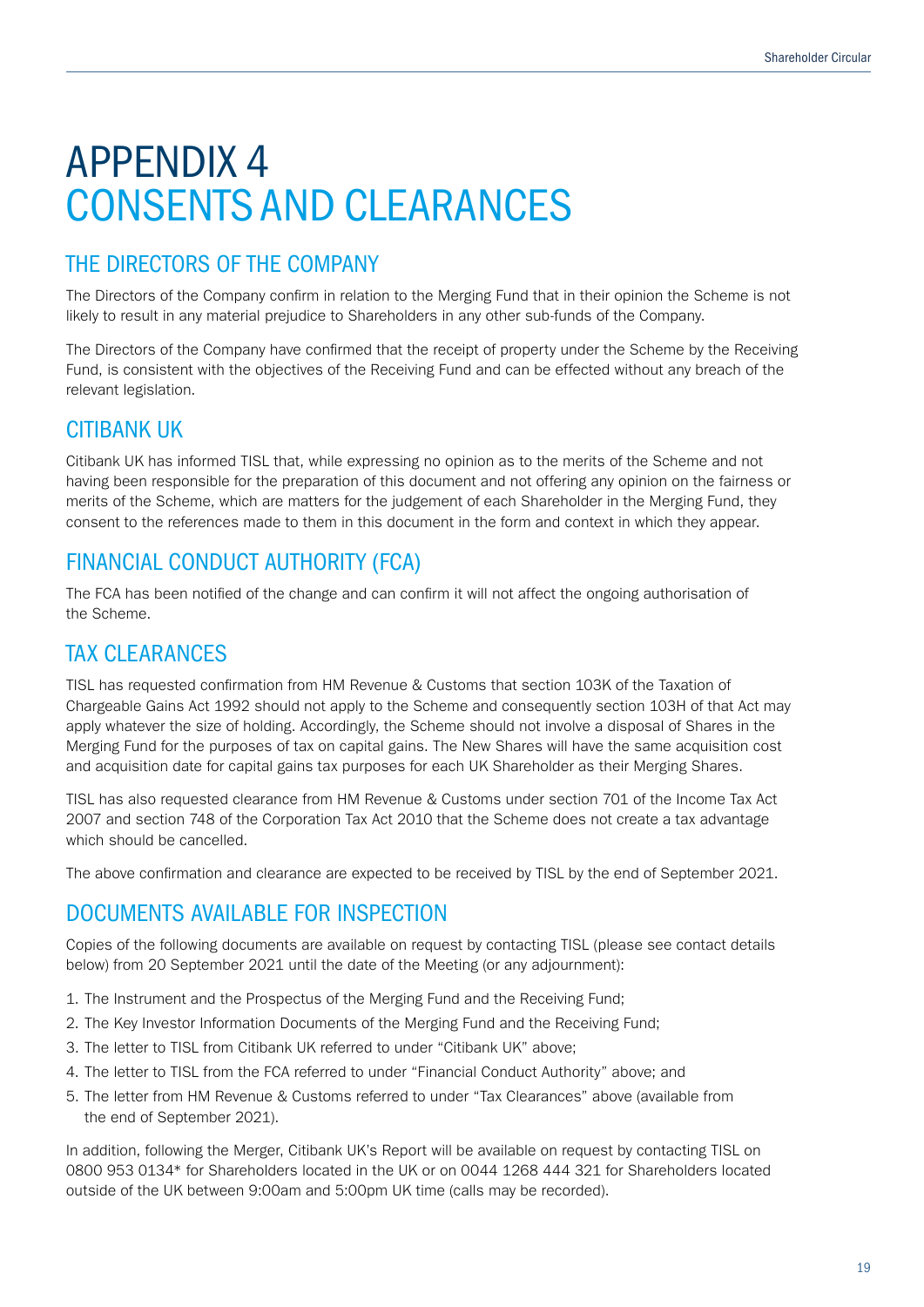# APPENDIX 4 CONSENTS AND CLEARANCES

## THE DIRECTORS OF THE COMPANY

The Directors of the Company confirm in relation to the Merging Fund that in their opinion the Scheme is not likely to result in any material prejudice to Shareholders in any other sub-funds of the Company.

The Directors of the Company have confirmed that the receipt of property under the Scheme by the Receiving Fund, is consistent with the objectives of the Receiving Fund and can be effected without any breach of the relevant legislation.

## CITIBANK UK

Citibank UK has informed TISL that, while expressing no opinion as to the merits of the Scheme and not having been responsible for the preparation of this document and not offering any opinion on the fairness or merits of the Scheme, which are matters for the judgement of each Shareholder in the Merging Fund, they consent to the references made to them in this document in the form and context in which they appear.

## FINANCIAL CONDUCT AUTHORITY (FCA)

The FCA has been notified of the change and can confirm it will not affect the ongoing authorisation of the Scheme.

## TAX CLEARANCES

TISL has requested confirmation from HM Revenue & Customs that section 103K of the Taxation of Chargeable Gains Act 1992 should not apply to the Scheme and consequently section 103H of that Act may apply whatever the size of holding. Accordingly, the Scheme should not involve a disposal of Shares in the Merging Fund for the purposes of tax on capital gains. The New Shares will have the same acquisition cost and acquisition date for capital gains tax purposes for each UK Shareholder as their Merging Shares.

TISL has also requested clearance from HM Revenue & Customs under section 701 of the Income Tax Act 2007 and section 748 of the Corporation Tax Act 2010 that the Scheme does not create a tax advantage which should be cancelled.

The above confirmation and clearance are expected to be received by TISL by the end of September 2021.

## DOCUMENTS AVAILABLE FOR INSPECTION

Copies of the following documents are available on request by contacting TISL (please see contact details below) from 20 September 2021 until the date of the Meeting (or any adjournment):

1. The Instrument and the Prospectus of the Merging Fund and the Receiving Fund;
2. The Key Investor Information Documents of the Merging Fund and the Receiving Fund;
3. The letter to TISL from Citibank UK referred to under "Citibank UK" above;
4. The letter to TISL from the FCA referred to under "Financial Conduct Authority" above; and
5. The letter from HM Revenue & Customs referred to under "Tax Clearances" above (available from the end of September 2021).

In addition, following the Merger, Citibank UK's Report will be available on request by contacting TISL on 0800 953 0134* for Shareholders located in the UK or on 0044 1268 444 321 for Shareholders located outside of the UK between 9:00am and 5:00pm UK time (calls may be recorded).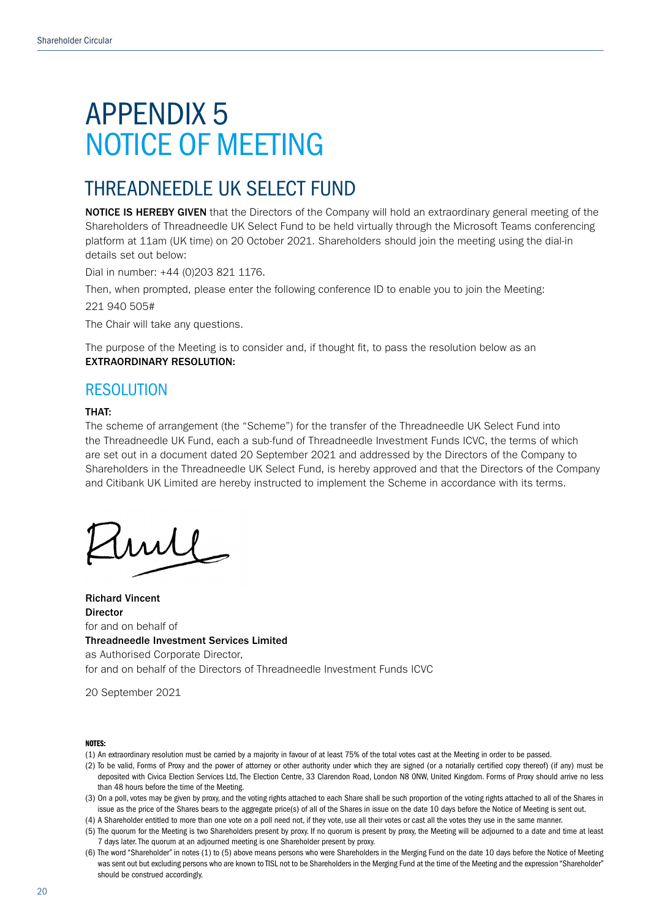# APPENDIX 5
# NOTICE OF MEETING

## THREADNEEDLE UK SELECT FUND

**NOTICE IS HEREBY GIVEN** that the Directors of the Company will hold an extraordinary general meeting of the Shareholders of Threadneedle UK Select Fund to be held virtually through the Microsoft Teams conferencing platform at 11am (UK time) on 20 October 2021. Shareholders should join the meeting using the dial-in details set out below:

Dial in number: +44 (0)203 821 1176.

Then, when prompted, please enter the following conference ID to enable you to join the Meeting:

221 940 505#

The Chair will take any questions.

The purpose of the Meeting is to consider and, if thought fit, to pass the resolution below as an **EXTRAORDINARY RESOLUTION:**

## RESOLUTION

**THAT:**

The scheme of arrangement (the "Scheme") for the transfer of the Threadneedle UK Select Fund into the Threadneedle UK Fund, each a sub-fund of Threadneedle Investment Funds ICVC, the terms of which are set out in a document dated 20 September 2021 and addressed by the Directors of the Company to Shareholders in the Threadneedle UK Select Fund, is hereby approved and that the Directors of the Company and Citibank UK Limited are hereby instructed to implement the Scheme in accordance with its terms.

**Richard Vincent**
**Director**
for and on behalf of
**Threadneedle Investment Services Limited**
as Authorised Corporate Director,
for and on behalf of the Directors of Threadneedle Investment Funds ICVC

20 September 2021

**NOTES:**

(1) An extraordinary resolution must be carried by a majority in favour of at least 75% of the total votes cast at the Meeting in order to be passed.

(2) To be valid, Forms of Proxy and the power of attorney or other authority under which they are signed (or a notarially certified copy thereof) (if any) must be deposited with Civica Election Services Ltd, The Election Centre, 33 Clarendon Road, London N8 0NW, United Kingdom. Forms of Proxy should arrive no less than 48 hours before the time of the Meeting.

(3) On a poll, votes may be given by proxy, and the voting rights attached to each Share shall be such proportion of the voting rights attached to all of the Shares in issue as the price of the Shares bears to the aggregate price(s) of all of the Shares in issue on the date 10 days before the Notice of Meeting is sent out.

(4) A Shareholder entitled to more than one vote on a poll need not, if they vote, use all their votes or cast all the votes they use in the same manner.

(5) The quorum for the Meeting is two Shareholders present by proxy. If no quorum is present by proxy, the Meeting will be adjourned to a date and time at least 7 days later. The quorum at an adjourned meeting is one Shareholder present by proxy.

(6) The word "Shareholder" in notes (1) to (5) above means persons who were Shareholders in the Merging Fund on the date 10 days before the Notice of Meeting was sent out but excluding persons who are known to TISL not to be Shareholders in the Merging Fund at the time of the Meeting and the expression "Shareholder" should be construed accordingly.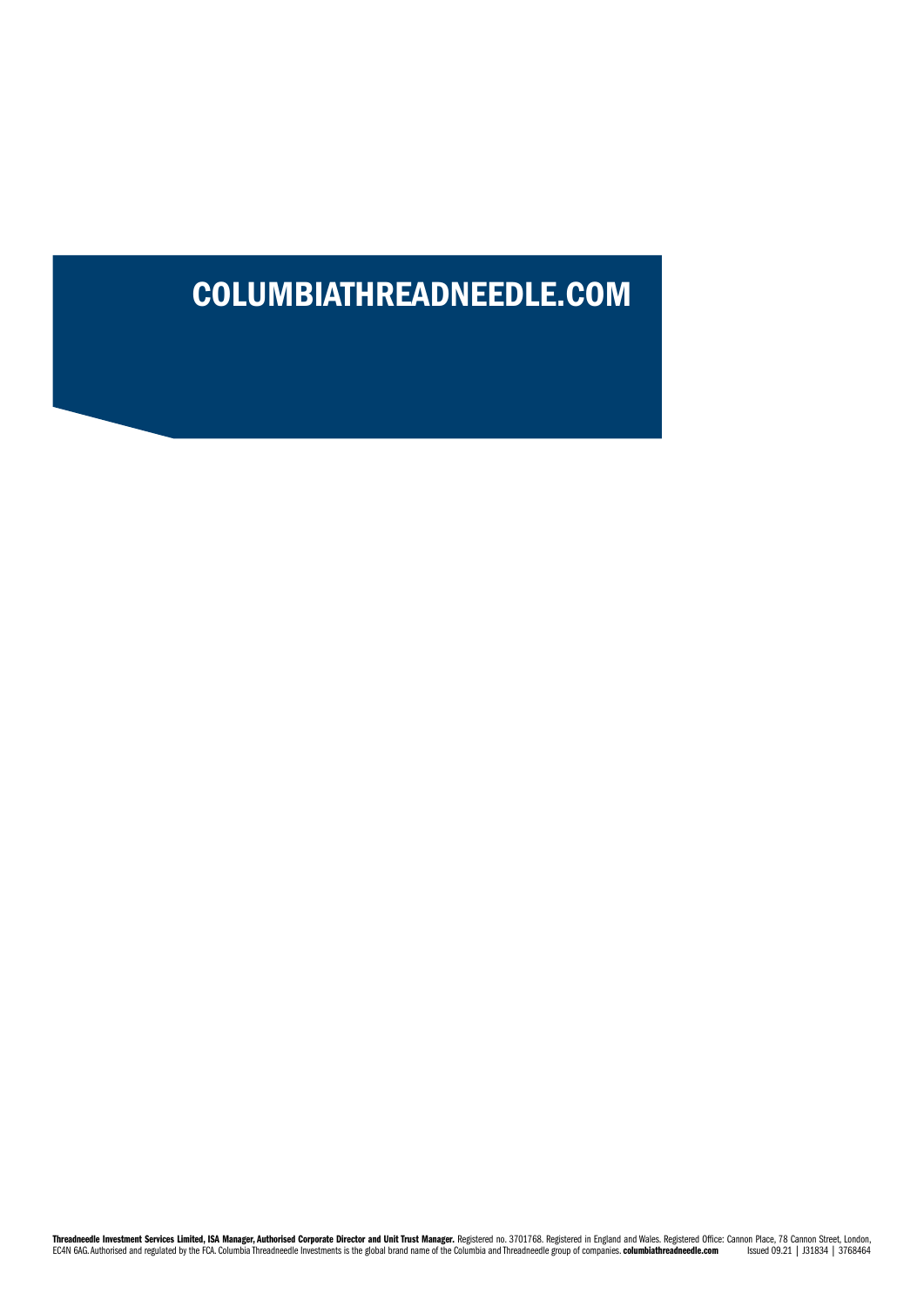# COLUMBIATHREADNEEDLE.COM

**Threadneedle Investment Services Limited, ISA Manager, Authorised Corporate Director and Unit Trust Manager.** Registered no. 3701768. Registered in England and Wales. Registered Office: Cannon Place, 78 Cannon Street, London, EC4N 6AG. Authorised and regulated by the FCA. Columbia Threadneedle Investments is the global brand name of the Columbia and Threadneedle group of companies. **columbiathreadneedle.com** Issued 09.21 | J31834 | 3768464